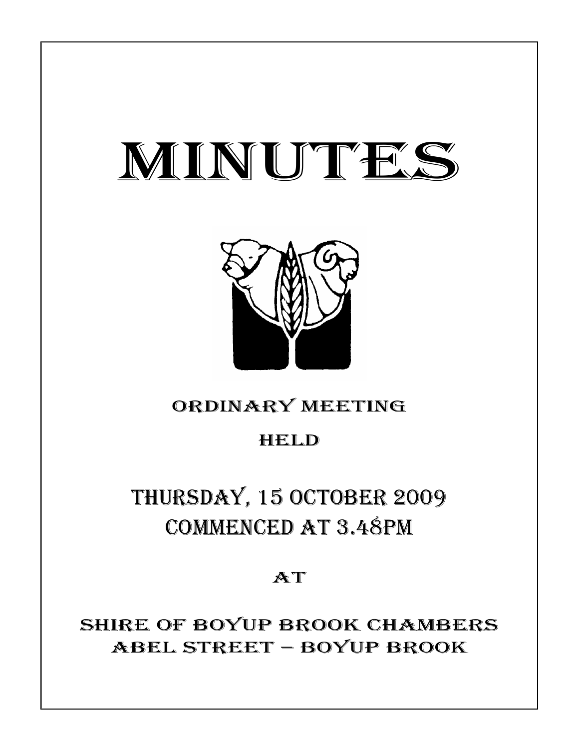# MINUTES

ORDINARY MEETING

HELD

## THURSDAY, 15 OCTOBER 2009
## COMMENCED AT 3.48PM

AT

SHIRE OF BOYUP BROOK CHAMBERS
ABEL STREET – BOYUP BROOK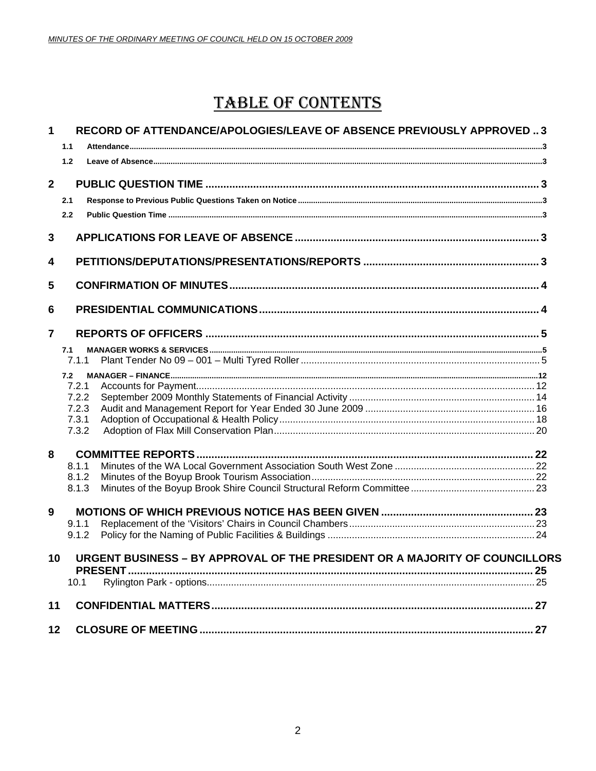# TABLE OF CONTENTS

**1 RECORD OF ATTENDANCE/APOLOGIES/LEAVE OF ABSENCE PREVIOUSLY APPROVED .. 3**

- 1.1 Attendance ... 3
- 1.2 Leave of Absence ... 3

**2 PUBLIC QUESTION TIME ... 3**

- 2.1 Response to Previous Public Questions Taken on Notice ... 3
- 2.2 Public Question Time ... 3

**3 APPLICATIONS FOR LEAVE OF ABSENCE ... 3**

**4 PETITIONS/DEPUTATIONS/PRESENTATIONS/REPORTS ... 3**

**5 CONFIRMATION OF MINUTES ... 4**

**6 PRESIDENTIAL COMMUNICATIONS ... 4**

**7 REPORTS OF OFFICERS ... 5**

- 7.1 MANAGER WORKS & SERVICES ... 5
  - 7.1.1 Plant Tender No 09 – 001 – Multi Tyred Roller ... 5
- 7.2 MANAGER – FINANCE ... 12
  - 7.2.1 Accounts for Payment ... 12
  - 7.2.2 September 2009 Monthly Statements of Financial Activity ... 14
  - 7.2.3 Audit and Management Report for Year Ended 30 June 2009 ... 16
  - 7.3.1 Adoption of Occupational & Health Policy ... 18
  - 7.3.2 Adoption of Flax Mill Conservation Plan ... 20

**8 COMMITTEE REPORTS ... 22**

- 8.1.1 Minutes of the WA Local Government Association South West Zone ... 22
- 8.1.2 Minutes of the Boyup Brook Tourism Association ... 22
- 8.1.3 Minutes of the Boyup Brook Shire Council Structural Reform Committee ... 23

**9 MOTIONS OF WHICH PREVIOUS NOTICE HAS BEEN GIVEN ... 23**

- 9.1.1 Replacement of the 'Visitors' Chairs in Council Chambers ... 23
- 9.1.2 Policy for the Naming of Public Facilities & Buildings ... 24

**10 URGENT BUSINESS – BY APPROVAL OF THE PRESIDENT OR A MAJORITY OF COUNCILLORS PRESENT ... 25**

- 10.1 Rylington Park - options ... 25

**11 CONFIDENTIAL MATTERS ... 27**

**12 CLOSURE OF MEETING ... 27**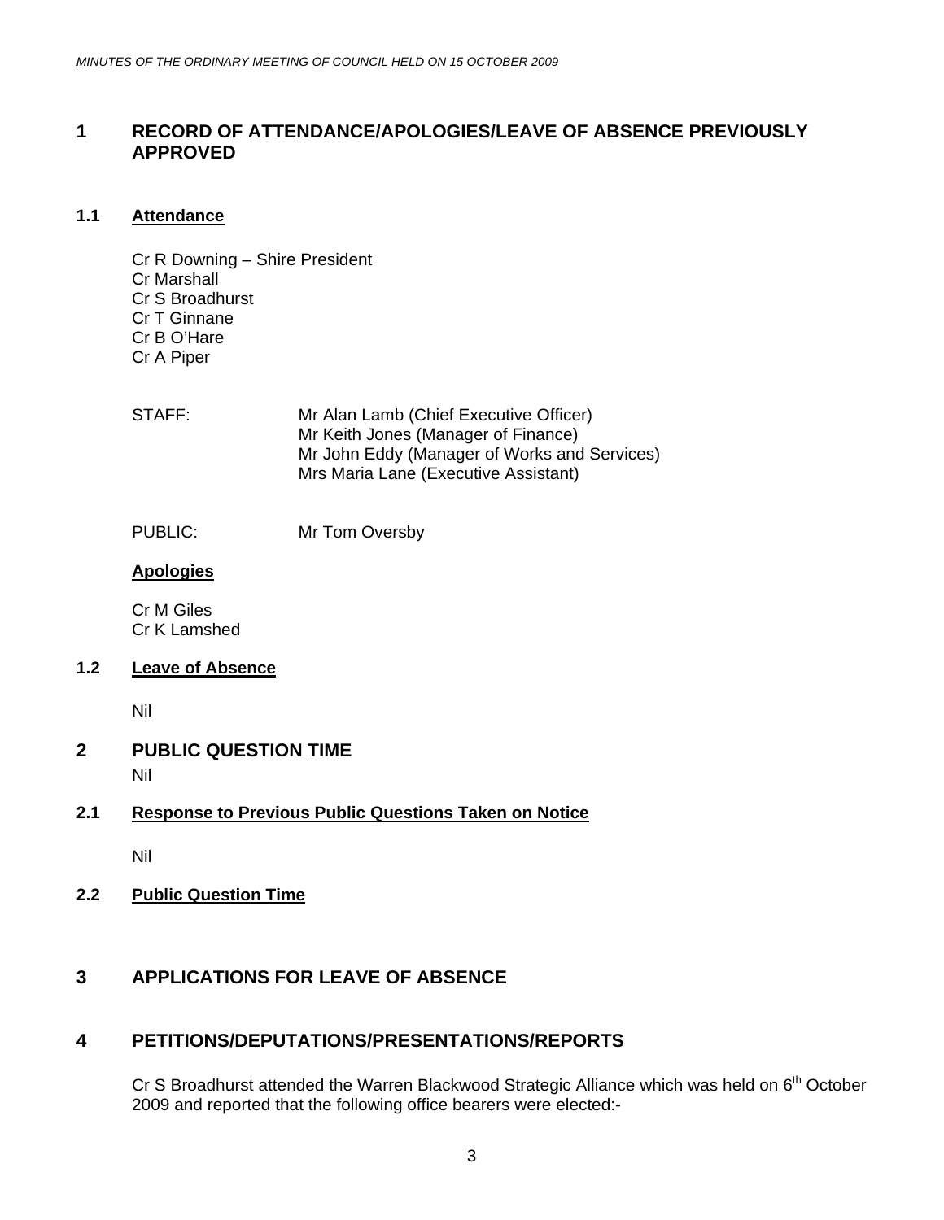## 1 RECORD OF ATTENDANCE/APOLOGIES/LEAVE OF ABSENCE PREVIOUSLY APPROVED

### 1.1 Attendance

Cr R Downing – Shire President
Cr Marshall
Cr S Broadhurst
Cr T Ginnane
Cr B O'Hare
Cr A Piper

STAFF: Mr Alan Lamb (Chief Executive Officer)
Mr Keith Jones (Manager of Finance)
Mr John Eddy (Manager of Works and Services)
Mrs Maria Lane (Executive Assistant)

PUBLIC: Mr Tom Oversby

**Apologies**

Cr M Giles
Cr K Lamshed

### 1.2 Leave of Absence

Nil

## 2 PUBLIC QUESTION TIME

Nil

### 2.1 Response to Previous Public Questions Taken on Notice

Nil

### 2.2 Public Question Time

## 3 APPLICATIONS FOR LEAVE OF ABSENCE

## 4 PETITIONS/DEPUTATIONS/PRESENTATIONS/REPORTS

Cr S Broadhurst attended the Warren Blackwood Strategic Alliance which was held on 6th October 2009 and reported that the following office bearers were elected:-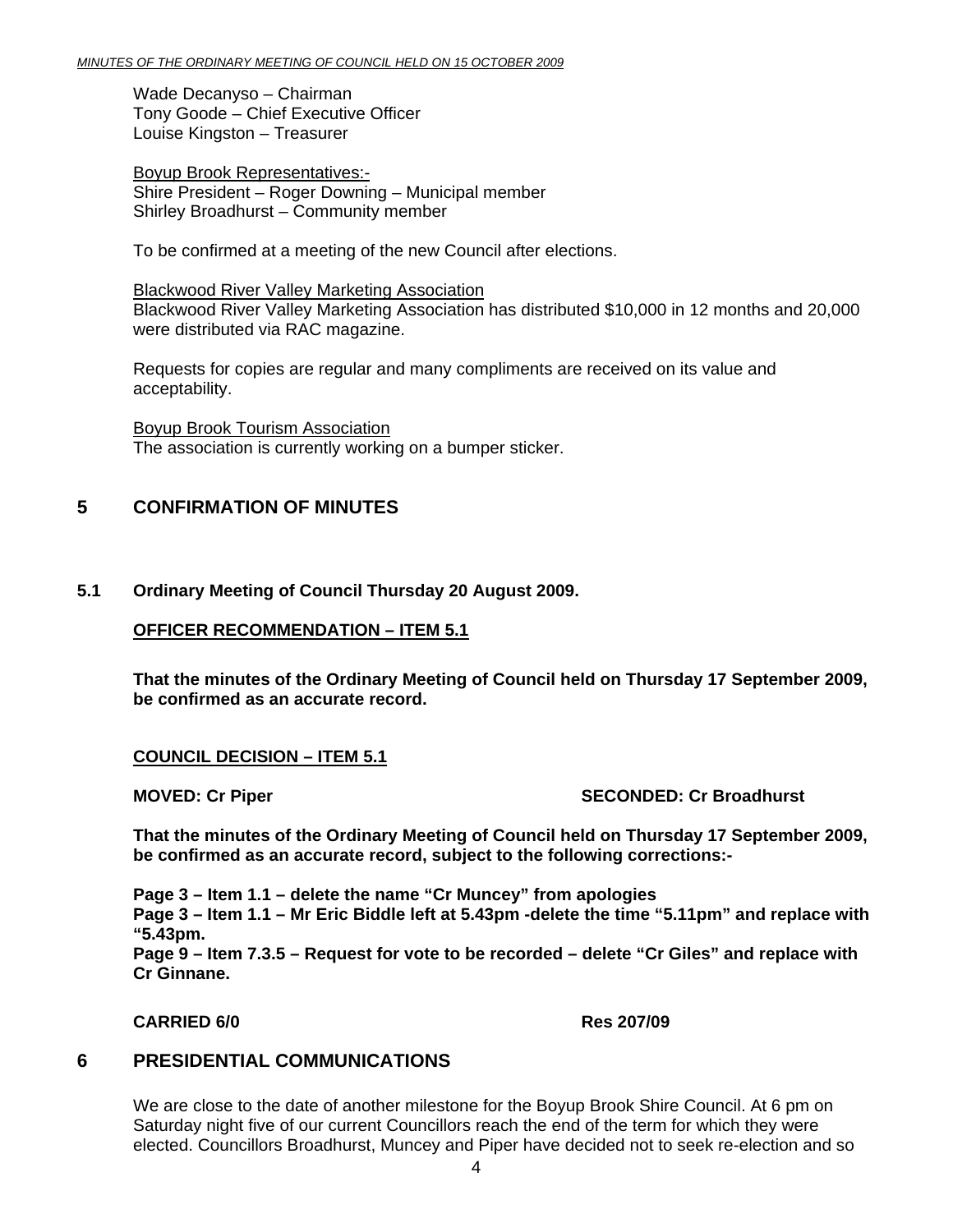Wade Decanyso – Chairman
Tony Goode – Chief Executive Officer
Louise Kingston – Treasurer

Boyup Brook Representatives:-
Shire President – Roger Downing – Municipal member
Shirley Broadhurst – Community member

To be confirmed at a meeting of the new Council after elections.

Blackwood River Valley Marketing Association
Blackwood River Valley Marketing Association has distributed $10,000 in 12 months and 20,000 were distributed via RAC magazine.

Requests for copies are regular and many compliments are received on its value and acceptability.

Boyup Brook Tourism Association
The association is currently working on a bumper sticker.

# 5 CONFIRMATION OF MINUTES

### 5.1 Ordinary Meeting of Council Thursday 20 August 2009.

**OFFICER RECOMMENDATION – ITEM 5.1**

**That the minutes of the Ordinary Meeting of Council held on Thursday 17 September 2009, be confirmed as an accurate record.**

**COUNCIL DECISION – ITEM 5.1**

**MOVED: Cr Piper SECONDED: Cr Broadhurst**

**That the minutes of the Ordinary Meeting of Council held on Thursday 17 September 2009, be confirmed as an accurate record, subject to the following corrections:-**

**Page 3 – Item 1.1 – delete the name "Cr Muncey" from apologies**
**Page 3 – Item 1.1 – Mr Eric Biddle left at 5.43pm -delete the time "5.11pm" and replace with "5.43pm.**
**Page 9 – Item 7.3.5 – Request for vote to be recorded – delete "Cr Giles" and replace with Cr Ginnane.**

**CARRIED 6/0 Res 207/09**

# 6 PRESIDENTIAL COMMUNICATIONS

We are close to the date of another milestone for the Boyup Brook Shire Council. At 6 pm on Saturday night five of our current Councillors reach the end of the term for which they were elected. Councillors Broadhurst, Muncey and Piper have decided not to seek re-election and so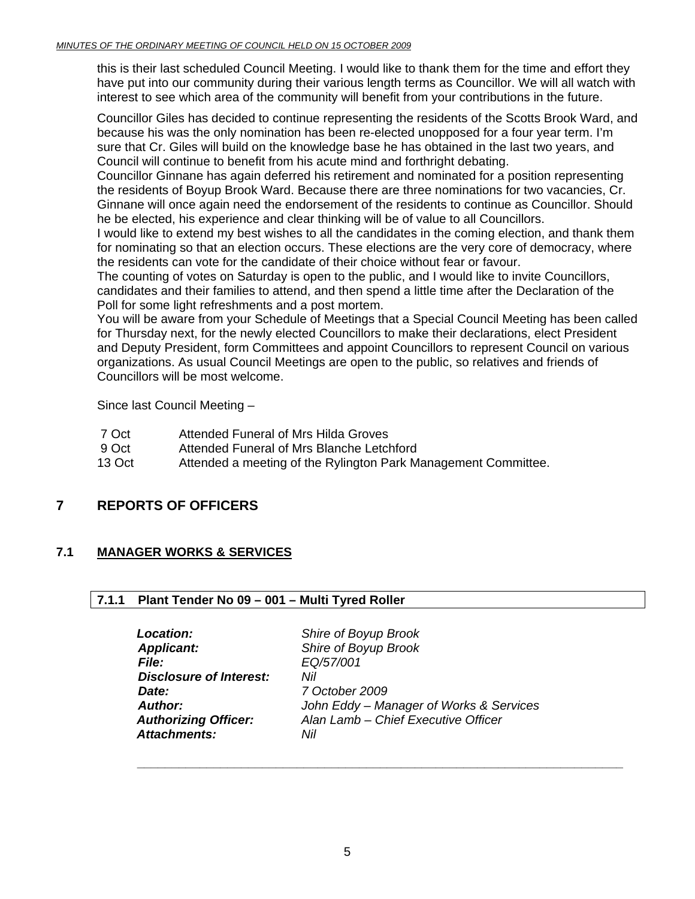this is their last scheduled Council Meeting. I would like to thank them for the time and effort they have put into our community during their various length terms as Councillor. We will all watch with interest to see which area of the community will benefit from your contributions in the future.

Councillor Giles has decided to continue representing the residents of the Scotts Brook Ward, and because his was the only nomination has been re-elected unopposed for a four year term. I'm sure that Cr. Giles will build on the knowledge base he has obtained in the last two years, and Council will continue to benefit from his acute mind and forthright debating.

Councillor Ginnane has again deferred his retirement and nominated for a position representing the residents of Boyup Brook Ward. Because there are three nominations for two vacancies, Cr. Ginnane will once again need the endorsement of the residents to continue as Councillor. Should he be elected, his experience and clear thinking will be of value to all Councillors.

I would like to extend my best wishes to all the candidates in the coming election, and thank them for nominating so that an election occurs. These elections are the very core of democracy, where the residents can vote for the candidate of their choice without fear or favour.

The counting of votes on Saturday is open to the public, and I would like to invite Councillors, candidates and their families to attend, and then spend a little time after the Declaration of the Poll for some light refreshments and a post mortem.

You will be aware from your Schedule of Meetings that a Special Council Meeting has been called for Thursday next, for the newly elected Councillors to make their declarations, elect President and Deputy President, form Committees and appoint Councillors to represent Council on various organizations. As usual Council Meetings are open to the public, so relatives and friends of Councillors will be most welcome.

Since last Council Meeting –

| | |
|---|---|
| 7 Oct | Attended Funeral of Mrs Hilda Groves |
| 9 Oct | Attended Funeral of Mrs Blanche Letchford |
| 13 Oct | Attended a meeting of the Rylington Park Management Committee. |

# 7 REPORTS OF OFFICERS

## 7.1 MANAGER WORKS & SERVICES

### 7.1.1 Plant Tender No 09 – 001 – Multi Tyred Roller

| | |
|---|---|
| ***Location:*** | *Shire of Boyup Brook* |
| ***Applicant:*** | *Shire of Boyup Brook* |
| ***File:*** | *EQ/57/001* |
| ***Disclosure of Interest:*** | *Nil* |
| ***Date:*** | *7 October 2009* |
| ***Author:*** | *John Eddy – Manager of Works & Services* |
| ***Authorizing Officer:*** | *Alan Lamb – Chief Executive Officer* |
| ***Attachments:*** | *Nil* |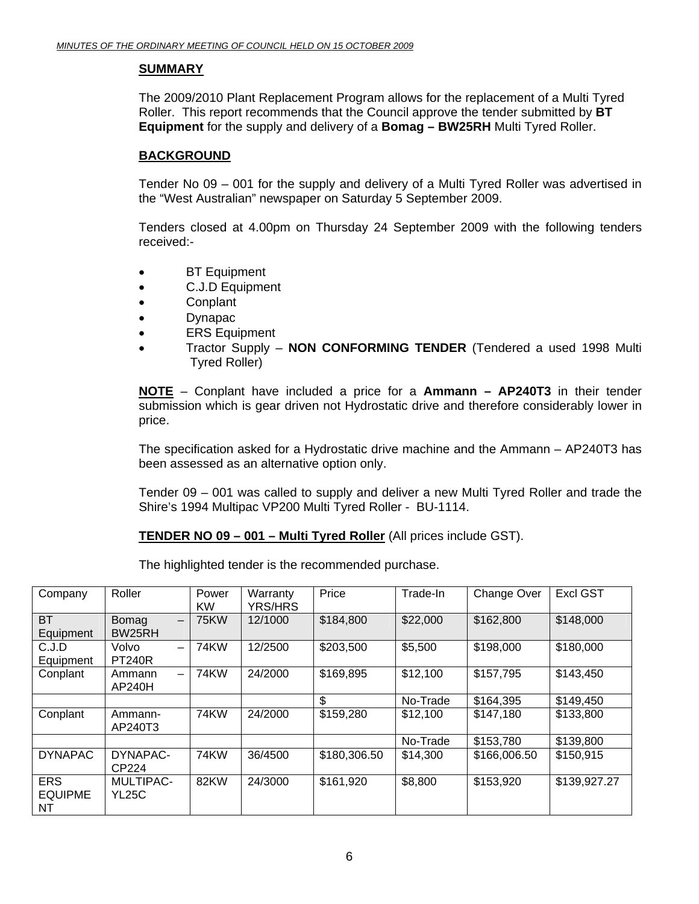## SUMMARY

The 2009/2010 Plant Replacement Program allows for the replacement of a Multi Tyred Roller. This report recommends that the Council approve the tender submitted by **BT Equipment** for the supply and delivery of a **Bomag – BW25RH** Multi Tyred Roller.

## BACKGROUND

Tender No 09 – 001 for the supply and delivery of a Multi Tyred Roller was advertised in the "West Australian" newspaper on Saturday 5 September 2009.

Tenders closed at 4.00pm on Thursday 24 September 2009 with the following tenders received:-

- BT Equipment
- C.J.D Equipment
- Conplant
- Dynapac
- ERS Equipment
- Tractor Supply – **NON CONFORMING TENDER** (Tendered a used 1998 Multi Tyred Roller)

**NOTE** – Conplant have included a price for a **Ammann – AP240T3** in their tender submission which is gear driven not Hydrostatic drive and therefore considerably lower in price.

The specification asked for a Hydrostatic drive machine and the Ammann – AP240T3 has been assessed as an alternative option only.

Tender 09 – 001 was called to supply and deliver a new Multi Tyred Roller and trade the Shire's 1994 Multipac VP200 Multi Tyred Roller - BU-1114.

**TENDER NO 09 – 001 – Multi Tyred Roller** (All prices include GST).

The highlighted tender is the recommended purchase.

| Company | Roller | Power KW | Warranty YRS/HRS | Price | Trade-In | Change Over | Excl GST |
|---|---|---|---|---|---|---|---|
| BT Equipment | Bomag – BW25RH | 75KW | 12/1000 | $184,800 | $22,000 | $162,800 | $148,000 |
| C.J.D Equipment | Volvo – PT240R | 74KW | 12/2500 | $203,500 | $5,500 | $198,000 | $180,000 |
| Conplant | Ammann – AP240H | 74KW | 24/2000 | $169,895 | $12,100 | $157,795 | $143,450 |
| | | | | $ | No-Trade | $164,395 | $149,450 |
| Conplant | Ammann-AP240T3 | 74KW | 24/2000 | $159,280 | $12,100 | $147,180 | $133,800 |
| | | | | | No-Trade | $153,780 | $139,800 |
| DYNAPAC | DYNAPAC-CP224 | 74KW | 36/4500 | $180,306.50 | $14,300 | $166,006.50 | $150,915 |
| ERS EQUIPMENT | MULTIPAC-YL25C | 82KW | 24/3000 | $161,920 | $8,800 | $153,920 | $139,927.27 |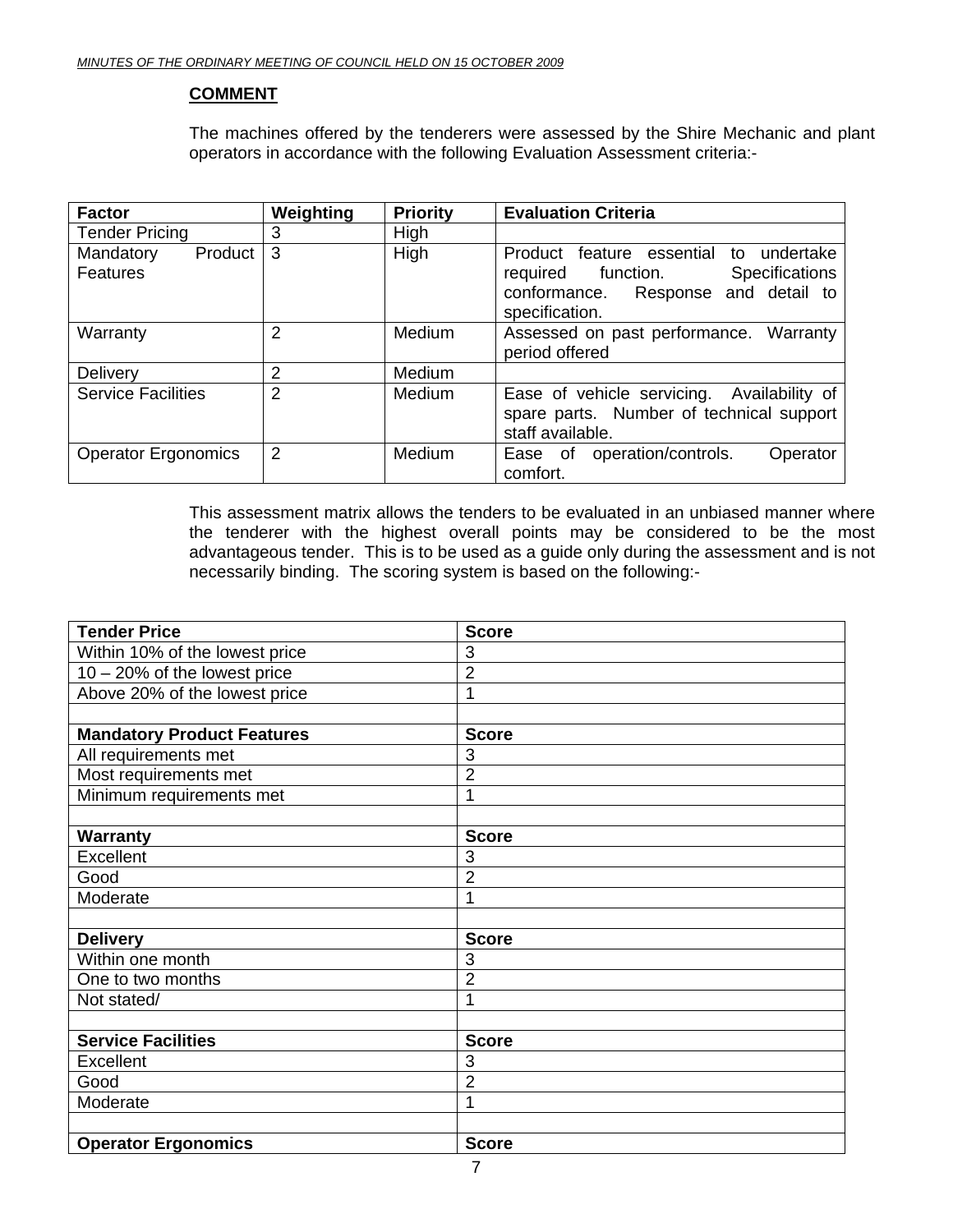## COMMENT

The machines offered by the tenderers were assessed by the Shire Mechanic and plant operators in accordance with the following Evaluation Assessment criteria:-

| Factor | Weighting | Priority | Evaluation Criteria |
|---|---|---|---|
| Tender Pricing | 3 | High | |
| Mandatory Product Features | 3 | High | Product feature essential to undertake required function. Specifications conformance. Response and detail to specification. |
| Warranty | 2 | Medium | Assessed on past performance. Warranty period offered |
| Delivery | 2 | Medium | |
| Service Facilities | 2 | Medium | Ease of vehicle servicing. Availability of spare parts. Number of technical support staff available. |
| Operator Ergonomics | 2 | Medium | Ease of operation/controls. Operator comfort. |

This assessment matrix allows the tenders to be evaluated in an unbiased manner where the tenderer with the highest overall points may be considered to be the most advantageous tender. This is to be used as a guide only during the assessment and is not necessarily binding. The scoring system is based on the following:-

| **Tender Price** | **Score** |
|---|---|
| Within 10% of the lowest price | 3 |
| 10 – 20% of the lowest price | 2 |
| Above 20% of the lowest price | 1 |
| | |
| **Mandatory Product Features** | **Score** |
| All requirements met | 3 |
| Most requirements met | 2 |
| Minimum requirements met | 1 |
| | |
| **Warranty** | **Score** |
| Excellent | 3 |
| Good | 2 |
| Moderate | 1 |
| | |
| **Delivery** | **Score** |
| Within one month | 3 |
| One to two months | 2 |
| Not stated/ | 1 |
| | |
| **Service Facilities** | **Score** |
| Excellent | 3 |
| Good | 2 |
| Moderate | 1 |
| | |
| **Operator Ergonomics** | **Score** |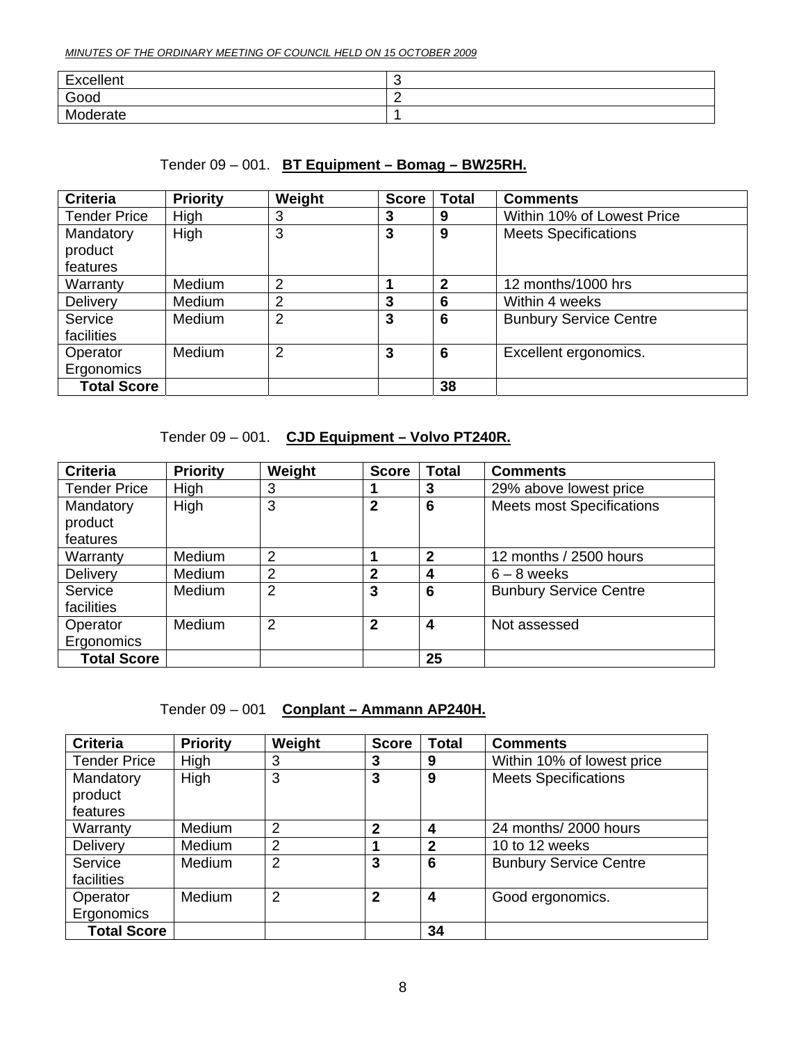| Excellent | 3 |
|---|---|
| Good | 2 |
| Moderate | 1 |

Tender 09 – 001. **BT Equipment – Bomag – BW25RH.**

| Criteria | Priority | Weight | Score | Total | Comments |
|---|---|---|---|---|---|
| Tender Price | High | 3 | **3** | **9** | Within 10% of Lowest Price |
| Mandatory product features | High | 3 | **3** | **9** | Meets Specifications |
| Warranty | Medium | 2 | **1** | **2** | 12 months/1000 hrs |
| Delivery | Medium | 2 | **3** | **6** | Within 4 weeks |
| Service facilities | Medium | 2 | **3** | **6** | Bunbury Service Centre |
| Operator Ergonomics | Medium | 2 | **3** | **6** | Excellent ergonomics. |
| **Total Score** | | | | **38** | |

Tender 09 – 001. **CJD Equipment – Volvo PT240R.**

| Criteria | Priority | Weight | Score | Total | Comments |
|---|---|---|---|---|---|
| Tender Price | High | 3 | **1** | **3** | 29% above lowest price |
| Mandatory product features | High | 3 | **2** | **6** | Meets most Specifications |
| Warranty | Medium | 2 | **1** | **2** | 12 months / 2500 hours |
| Delivery | Medium | 2 | **2** | **4** | 6 – 8 weeks |
| Service facilities | Medium | 2 | **3** | **6** | Bunbury Service Centre |
| Operator Ergonomics | Medium | 2 | **2** | **4** | Not assessed |
| **Total Score** | | | | **25** | |

Tender 09 – 001 **Conplant – Ammann AP240H.**

| Criteria | Priority | Weight | Score | Total | Comments |
|---|---|---|---|---|---|
| Tender Price | High | 3 | **3** | **9** | Within 10% of lowest price |
| Mandatory product features | High | 3 | **3** | **9** | Meets Specifications |
| Warranty | Medium | 2 | **2** | **4** | 24 months/ 2000 hours |
| Delivery | Medium | 2 | **1** | **2** | 10 to 12 weeks |
| Service facilities | Medium | 2 | **3** | **6** | Bunbury Service Centre |
| Operator Ergonomics | Medium | 2 | **2** | **4** | Good ergonomics. |
| **Total Score** | | | | **34** | |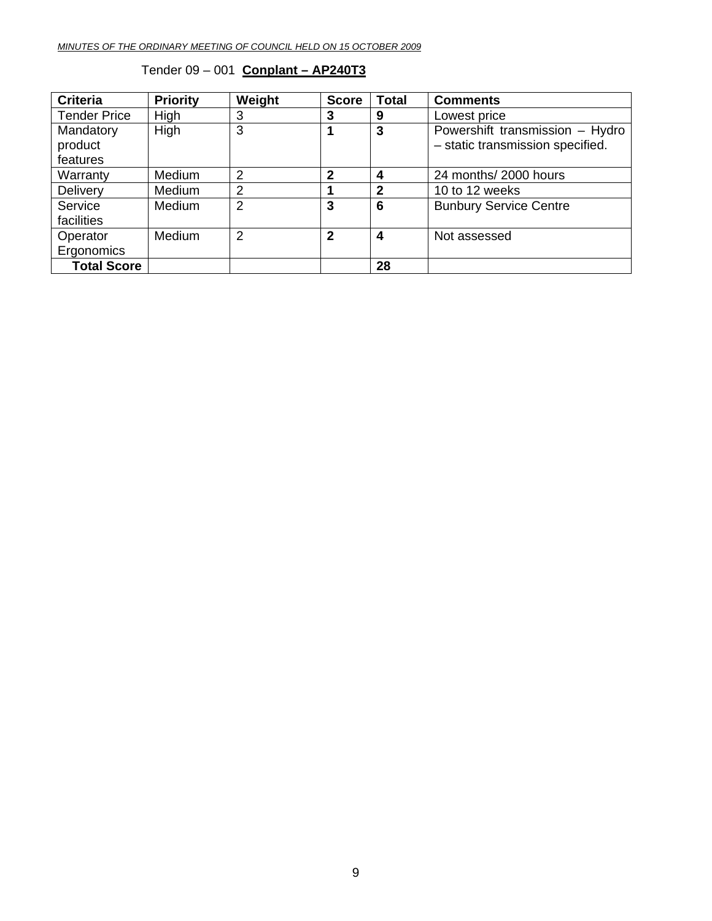Tender 09 – 001 **Conplant – AP240T3**

| Criteria | Priority | Weight | Score | Total | Comments |
|---|---|---|---|---|---|
| Tender Price | High | 3 | **3** | **9** | Lowest price |
| Mandatory product features | High | 3 | **1** | **3** | Powershift transmission – Hydro – static transmission specified. |
| Warranty | Medium | 2 | **2** | **4** | 24 months/ 2000 hours |
| Delivery | Medium | 2 | **1** | **2** | 10 to 12 weeks |
| Service facilities | Medium | 2 | **3** | **6** | Bunbury Service Centre |
| Operator Ergonomics | Medium | 2 | **2** | **4** | Not assessed |
| **Total Score** | | | | **28** | |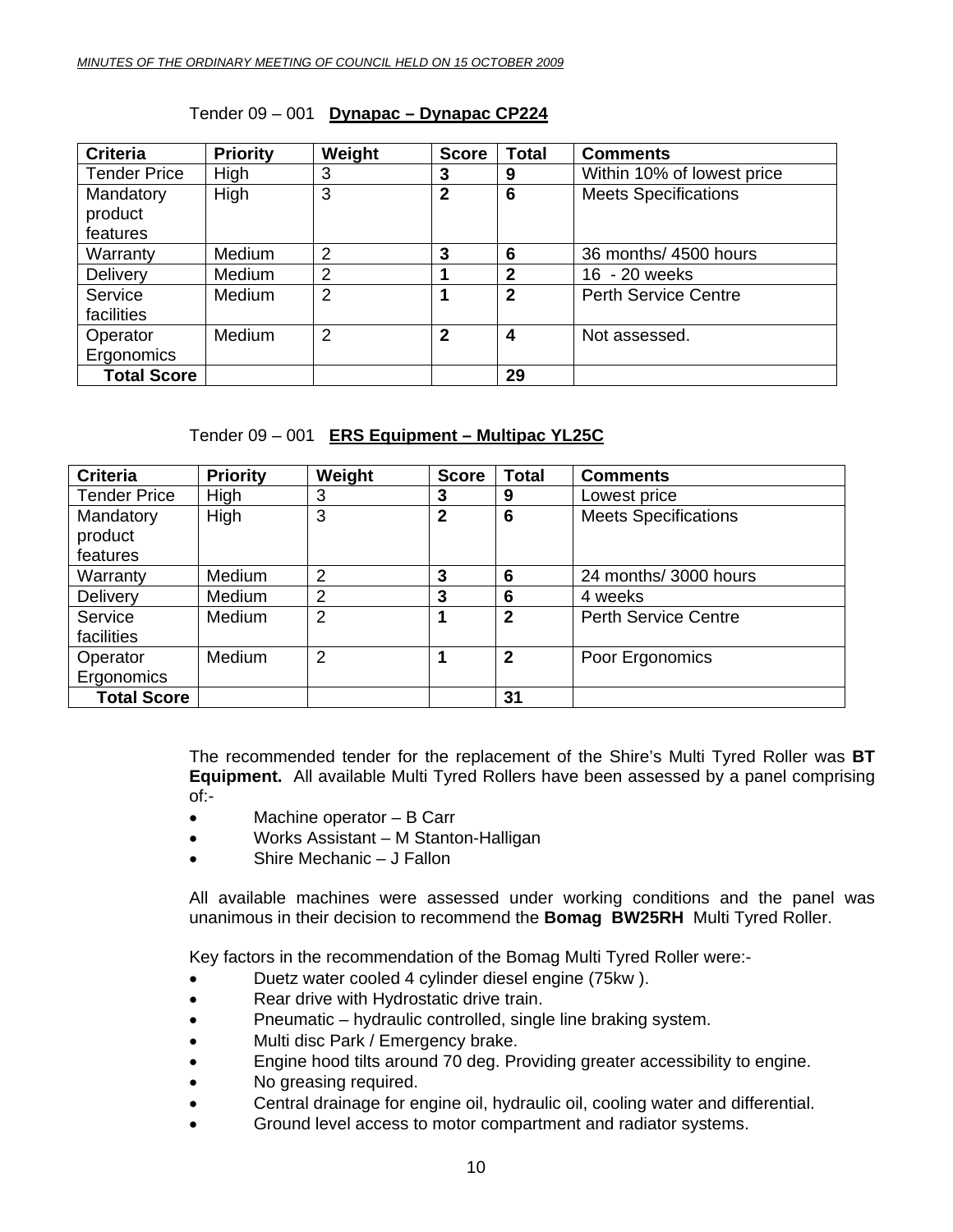Tender 09 – 001 **Dynapac – Dynapac CP224**

| Criteria | Priority | Weight | Score | Total | Comments |
|---|---|---|---|---|---|
| Tender Price | High | 3 | **3** | **9** | Within 10% of lowest price |
| Mandatory product features | High | 3 | **2** | **6** | Meets Specifications |
| Warranty | Medium | 2 | **3** | **6** | 36 months/ 4500 hours |
| Delivery | Medium | 2 | **1** | **2** | 16 - 20 weeks |
| Service facilities | Medium | 2 | **1** | **2** | Perth Service Centre |
| Operator Ergonomics | Medium | 2 | **2** | **4** | Not assessed. |
| **Total Score** | | | | **29** | |

Tender 09 – 001 **ERS Equipment – Multipac YL25C**

| Criteria | Priority | Weight | Score | Total | Comments |
|---|---|---|---|---|---|
| Tender Price | High | 3 | **3** | **9** | Lowest price |
| Mandatory product features | High | 3 | **2** | **6** | Meets Specifications |
| Warranty | Medium | 2 | **3** | **6** | 24 months/ 3000 hours |
| Delivery | Medium | 2 | **3** | **6** | 4 weeks |
| Service facilities | Medium | 2 | **1** | **2** | Perth Service Centre |
| Operator Ergonomics | Medium | 2 | **1** | **2** | Poor Ergonomics |
| **Total Score** | | | | **31** | |

The recommended tender for the replacement of the Shire's Multi Tyred Roller was **BT Equipment.** All available Multi Tyred Rollers have been assessed by a panel comprising of:-

- Machine operator – B Carr
- Works Assistant – M Stanton-Halligan
- Shire Mechanic – J Fallon

All available machines were assessed under working conditions and the panel was unanimous in their decision to recommend the **Bomag BW25RH** Multi Tyred Roller.

Key factors in the recommendation of the Bomag Multi Tyred Roller were:-

- Duetz water cooled 4 cylinder diesel engine (75kw ).
- Rear drive with Hydrostatic drive train.
- Pneumatic – hydraulic controlled, single line braking system.
- Multi disc Park / Emergency brake.
- Engine hood tilts around 70 deg. Providing greater accessibility to engine.
- No greasing required.
- Central drainage for engine oil, hydraulic oil, cooling water and differential.
- Ground level access to motor compartment and radiator systems.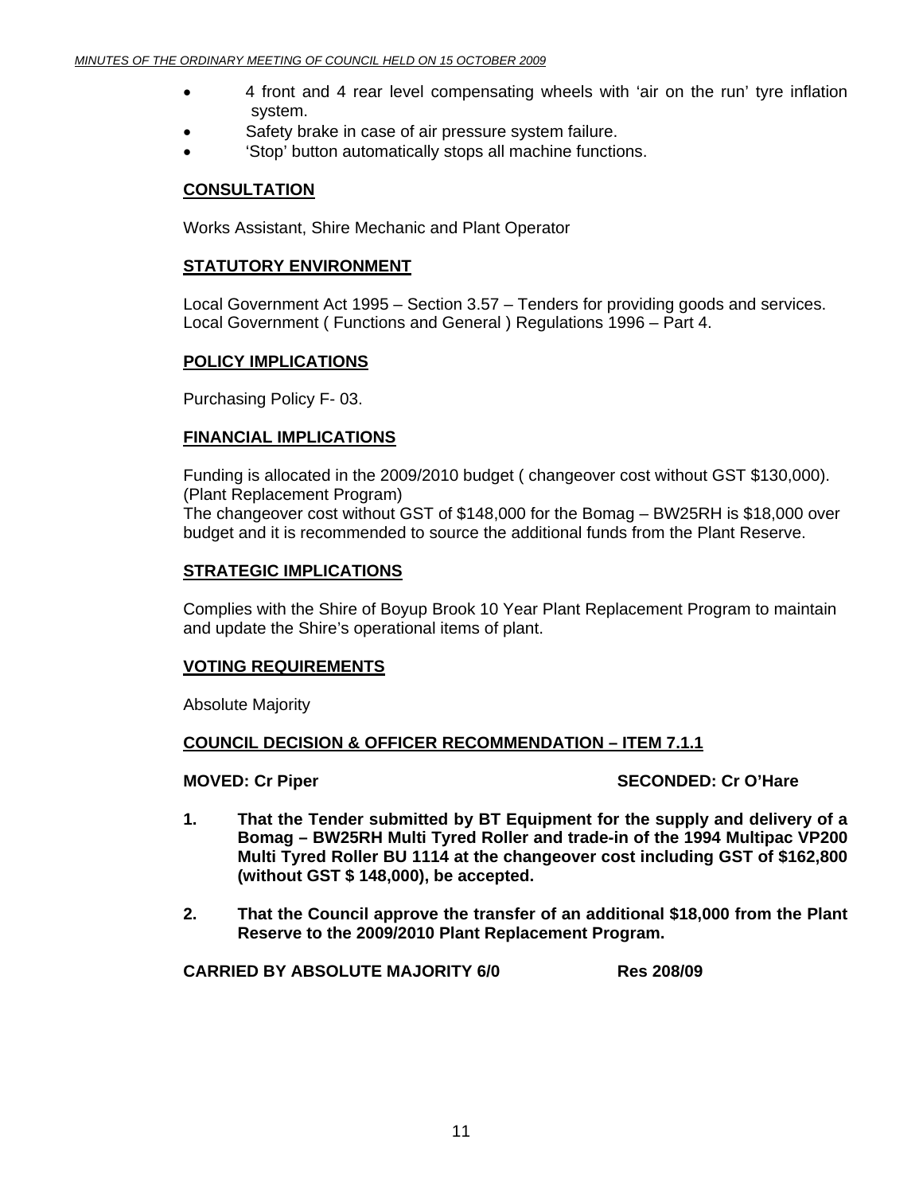- 4 front and 4 rear level compensating wheels with 'air on the run' tyre inflation system.
- Safety brake in case of air pressure system failure.
- 'Stop' button automatically stops all machine functions.

## CONSULTATION

Works Assistant, Shire Mechanic and Plant Operator

## STATUTORY ENVIRONMENT

Local Government Act 1995 – Section 3.57 – Tenders for providing goods and services.
Local Government ( Functions and General ) Regulations 1996 – Part 4.

## POLICY IMPLICATIONS

Purchasing Policy F- 03.

## FINANCIAL IMPLICATIONS

Funding is allocated in the 2009/2010 budget ( changeover cost without GST $130,000). (Plant Replacement Program)
The changeover cost without GST of $148,000 for the Bomag – BW25RH is $18,000 over budget and it is recommended to source the additional funds from the Plant Reserve.

## STRATEGIC IMPLICATIONS

Complies with the Shire of Boyup Brook 10 Year Plant Replacement Program to maintain and update the Shire's operational items of plant.

## VOTING REQUIREMENTS

Absolute Majority

## COUNCIL DECISION & OFFICER RECOMMENDATION – ITEM 7.1.1

**MOVED: Cr Piper** **SECONDED: Cr O'Hare**

1. **That the Tender submitted by BT Equipment for the supply and delivery of a Bomag – BW25RH Multi Tyred Roller and trade-in of the 1994 Multipac VP200 Multi Tyred Roller BU 1114 at the changeover cost including GST of $162,800 (without GST $ 148,000), be accepted.**

2. **That the Council approve the transfer of an additional $18,000 from the Plant Reserve to the 2009/2010 Plant Replacement Program.**

**CARRIED BY ABSOLUTE MAJORITY 6/0** **Res 208/09**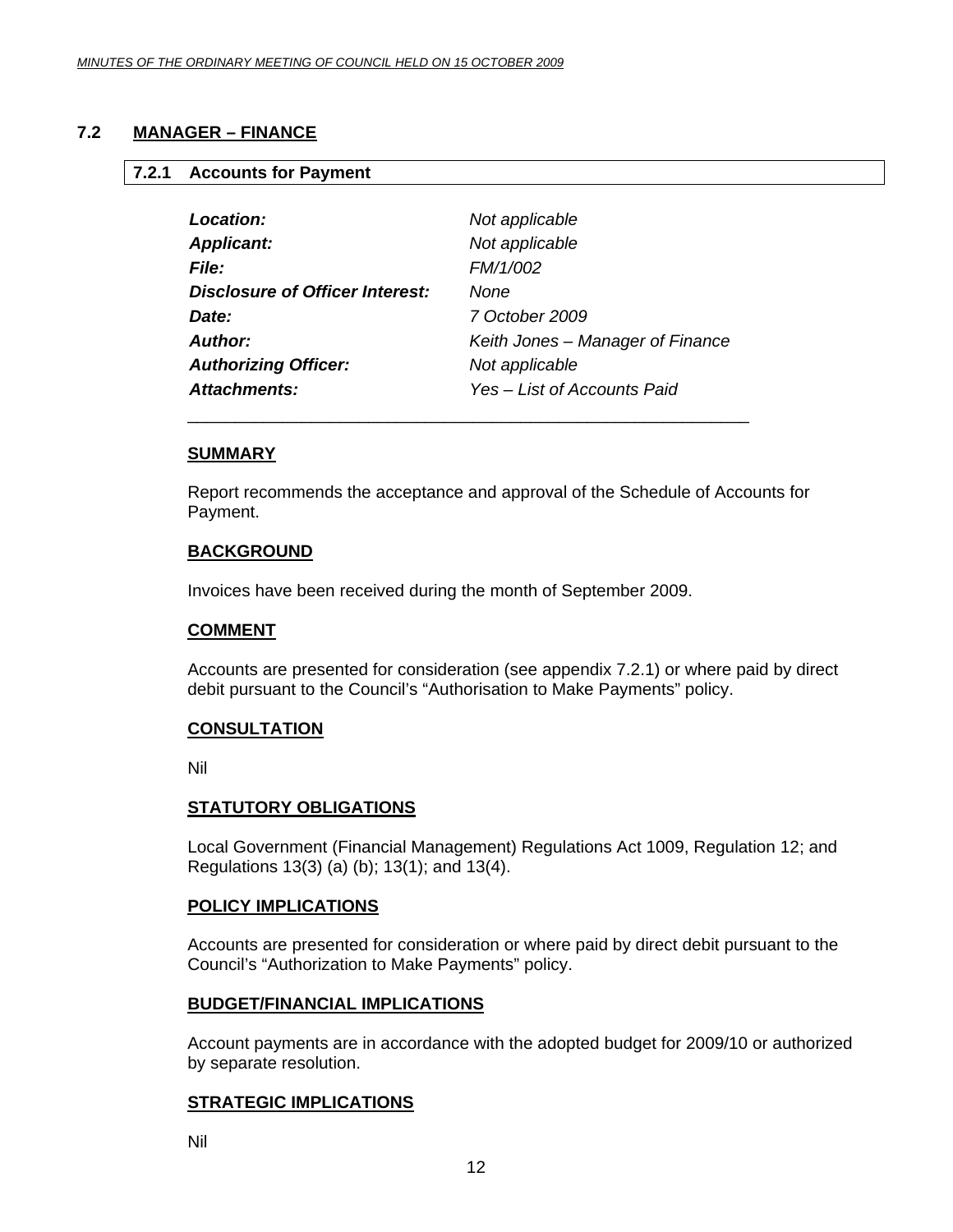## 7.2 MANAGER – FINANCE

### 7.2.1 Accounts for Payment

| | |
|---|---|
| ***Location:*** | *Not applicable* |
| ***Applicant:*** | *Not applicable* |
| ***File:*** | *FM/1/002* |
| ***Disclosure of Officer Interest:*** | *None* |
| ***Date:*** | *7 October 2009* |
| ***Author:*** | *Keith Jones – Manager of Finance* |
| ***Authorizing Officer:*** | *Not applicable* |
| ***Attachments:*** | *Yes – List of Accounts Paid* |

---

**SUMMARY**

Report recommends the acceptance and approval of the Schedule of Accounts for Payment.

**BACKGROUND**

Invoices have been received during the month of September 2009.

**COMMENT**

Accounts are presented for consideration (see appendix 7.2.1) or where paid by direct debit pursuant to the Council's "Authorisation to Make Payments" policy.

**CONSULTATION**

Nil

**STATUTORY OBLIGATIONS**

Local Government (Financial Management) Regulations Act 1009, Regulation 12; and Regulations 13(3) (a) (b); 13(1); and 13(4).

**POLICY IMPLICATIONS**

Accounts are presented for consideration or where paid by direct debit pursuant to the Council's "Authorization to Make Payments" policy.

**BUDGET/FINANCIAL IMPLICATIONS**

Account payments are in accordance with the adopted budget for 2009/10 or authorized by separate resolution.

**STRATEGIC IMPLICATIONS**

Nil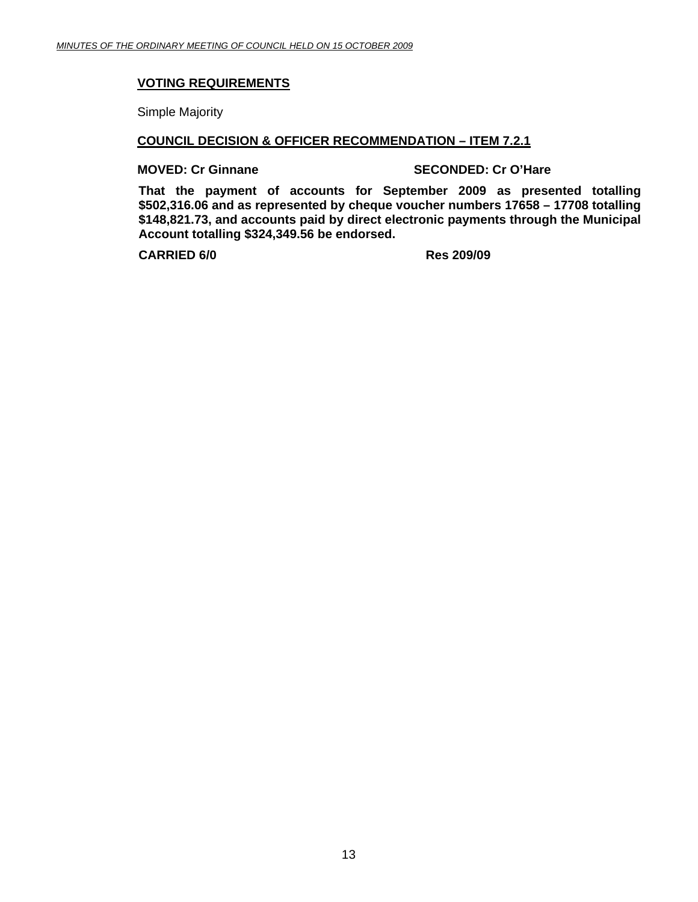**<u>VOTING REQUIREMENTS</u>**

Simple Majority

**<u>COUNCIL DECISION & OFFICER RECOMMENDATION – ITEM 7.2.1</u>**

**MOVED: Cr Ginnane** **SECONDED: Cr O'Hare**

**That the payment of accounts for September 2009 as presented totalling $502,316.06 and as represented by cheque voucher numbers 17658 – 17708 totalling $148,821.73, and accounts paid by direct electronic payments through the Municipal Account totalling $324,349.56 be endorsed.**

**CARRIED 6/0** **Res 209/09**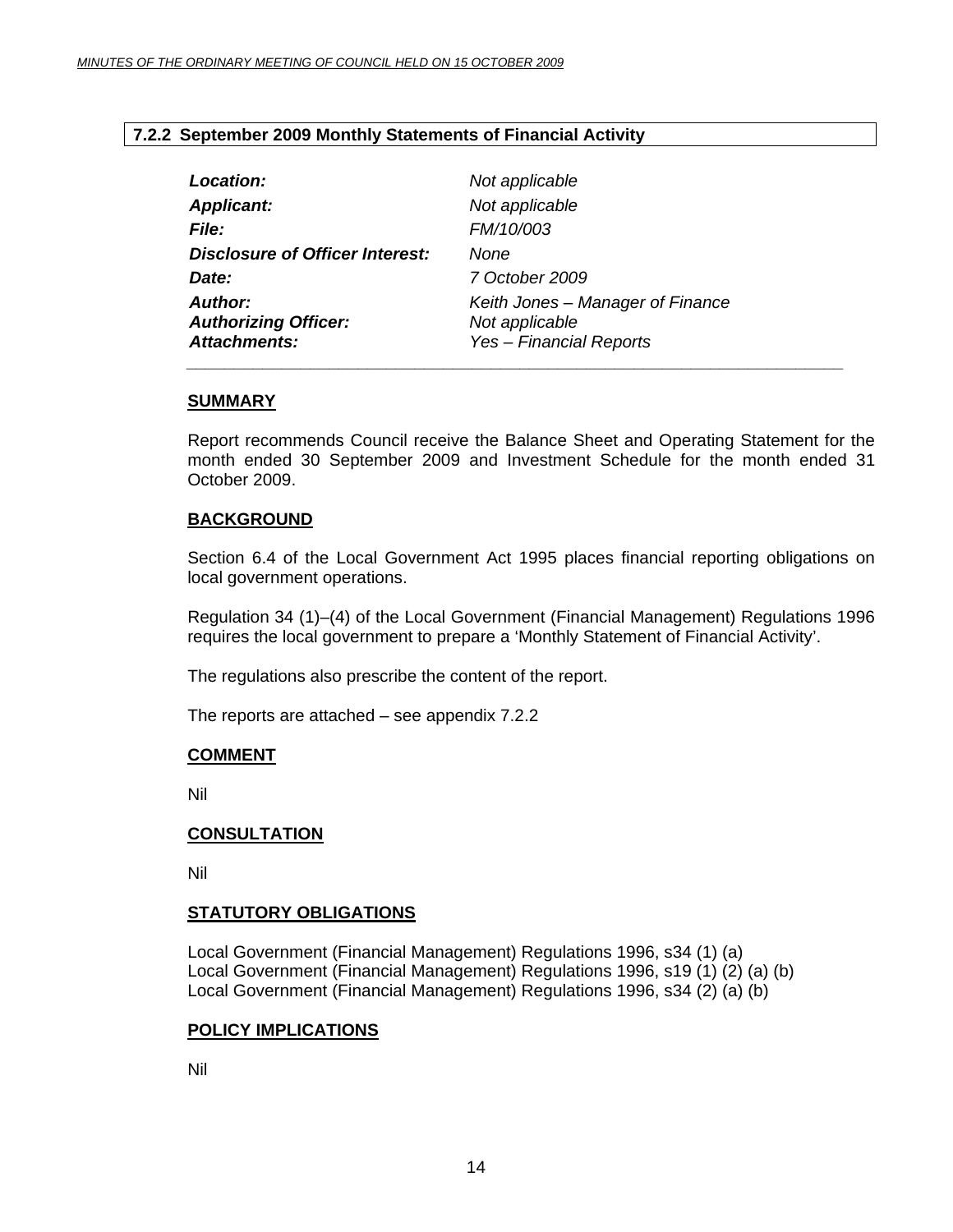### 7.2.2 September 2009 Monthly Statements of Financial Activity

| | |
|---|---|
| ***Location:*** | *Not applicable* |
| ***Applicant:*** | *Not applicable* |
| ***File:*** | *FM/10/003* |
| ***Disclosure of Officer Interest:*** | *None* |
| ***Date:*** | *7 October 2009* |
| ***Author:*** | *Keith Jones – Manager of Finance* |
| ***Authorizing Officer:*** | *Not applicable* |
| ***Attachments:*** | *Yes – Financial Reports* |

**SUMMARY**

Report recommends Council receive the Balance Sheet and Operating Statement for the month ended 30 September 2009 and Investment Schedule for the month ended 31 October 2009.

**BACKGROUND**

Section 6.4 of the Local Government Act 1995 places financial reporting obligations on local government operations.

Regulation 34 (1)–(4) of the Local Government (Financial Management) Regulations 1996 requires the local government to prepare a 'Monthly Statement of Financial Activity'.

The regulations also prescribe the content of the report.

The reports are attached – see appendix 7.2.2

**COMMENT**

Nil

**CONSULTATION**

Nil

**STATUTORY OBLIGATIONS**

Local Government (Financial Management) Regulations 1996, s34 (1) (a)
Local Government (Financial Management) Regulations 1996, s19 (1) (2) (a) (b)
Local Government (Financial Management) Regulations 1996, s34 (2) (a) (b)

**POLICY IMPLICATIONS**

Nil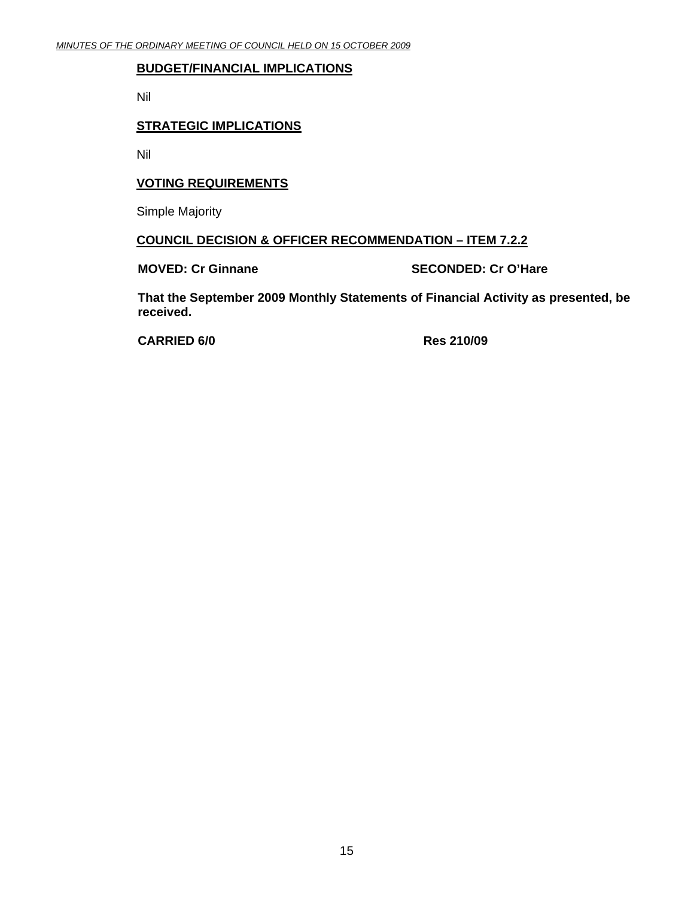**BUDGET/FINANCIAL IMPLICATIONS**

Nil

**STRATEGIC IMPLICATIONS**

Nil

**VOTING REQUIREMENTS**

Simple Majority

**COUNCIL DECISION & OFFICER RECOMMENDATION – ITEM 7.2.2**

**MOVED: Cr Ginnane** **SECONDED: Cr O'Hare**

**That the September 2009 Monthly Statements of Financial Activity as presented, be received.**

**CARRIED 6/0** **Res 210/09**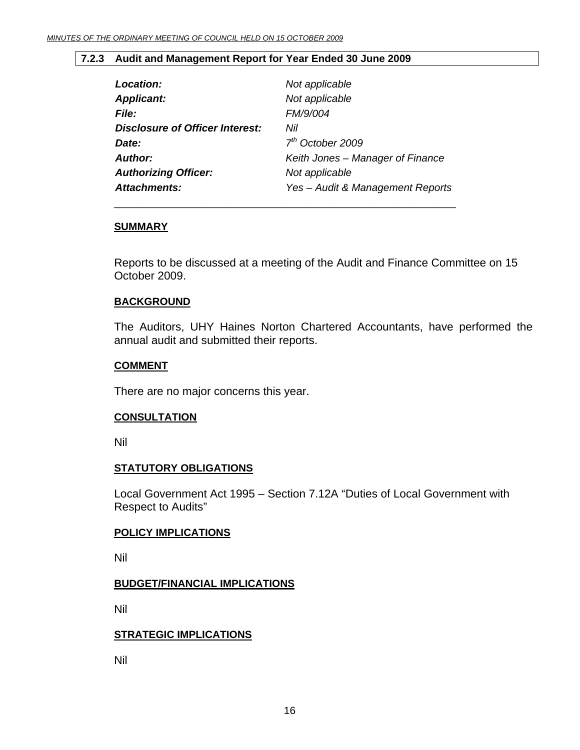### 7.2.3 Audit and Management Report for Year Ended 30 June 2009

| | |
|---|---|
| ***Location:*** | *Not applicable* |
| ***Applicant:*** | *Not applicable* |
| ***File:*** | *FM/9/004* |
| ***Disclosure of Officer Interest:*** | *Nil* |
| ***Date:*** | *7th October 2009* |
| ***Author:*** | *Keith Jones – Manager of Finance* |
| ***Authorizing Officer:*** | *Not applicable* |
| ***Attachments:*** | *Yes – Audit & Management Reports* |

---

**SUMMARY**

Reports to be discussed at a meeting of the Audit and Finance Committee on 15 October 2009.

**BACKGROUND**

The Auditors, UHY Haines Norton Chartered Accountants, have performed the annual audit and submitted their reports.

**COMMENT**

There are no major concerns this year.

**CONSULTATION**

Nil

**STATUTORY OBLIGATIONS**

Local Government Act 1995 – Section 7.12A "Duties of Local Government with Respect to Audits"

**POLICY IMPLICATIONS**

Nil

**BUDGET/FINANCIAL IMPLICATIONS**

Nil

**STRATEGIC IMPLICATIONS**

Nil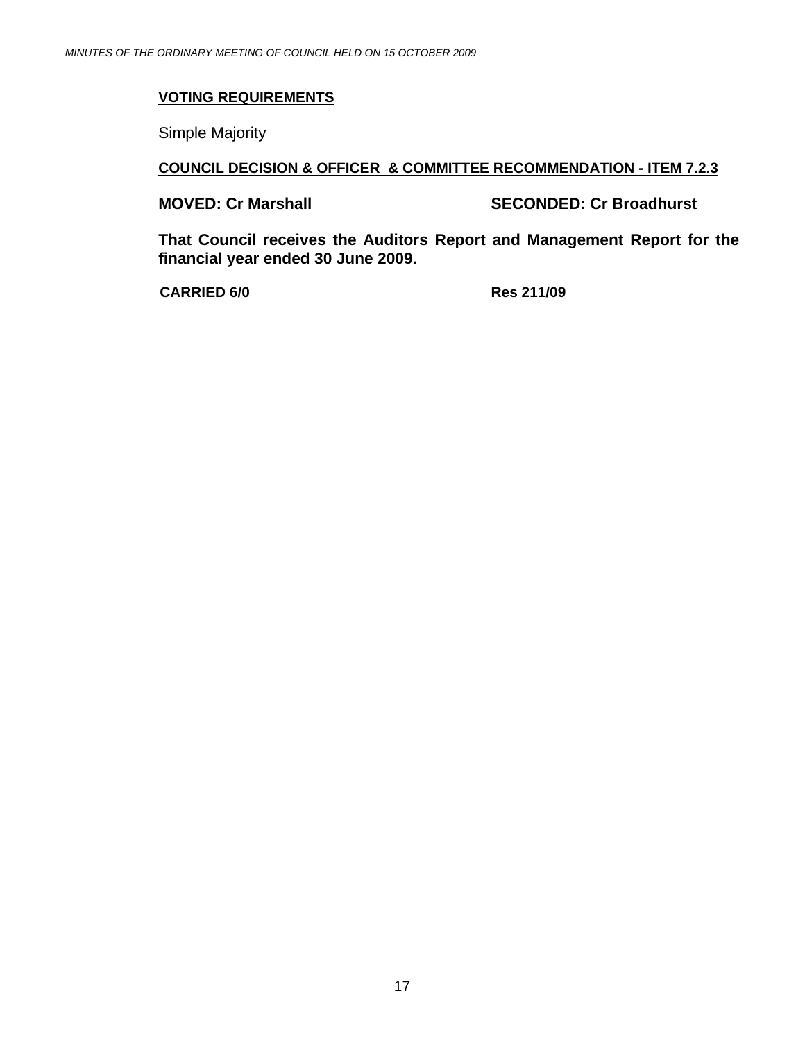**VOTING REQUIREMENTS**

Simple Majority

**COUNCIL DECISION & OFFICER & COMMITTEE RECOMMENDATION - ITEM 7.2.3**

**MOVED: Cr Marshall** **SECONDED: Cr Broadhurst**

**That Council receives the Auditors Report and Management Report for the financial year ended 30 June 2009.**

**CARRIED 6/0** **Res 211/09**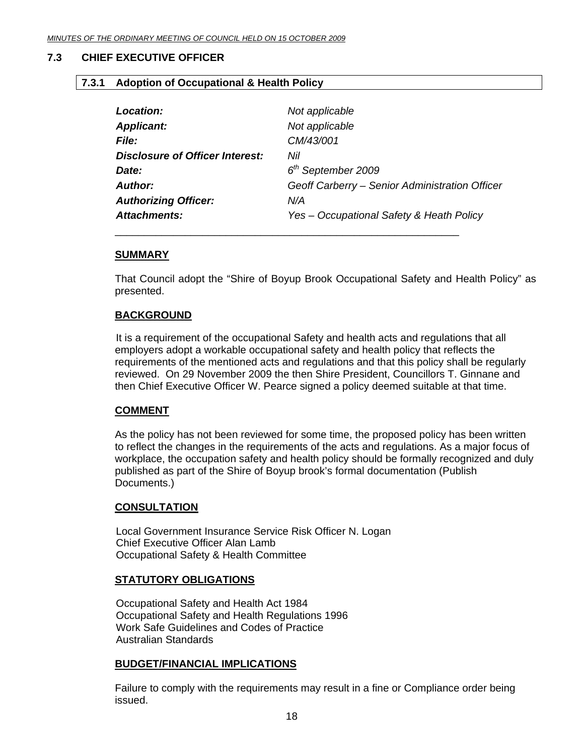## 7.3 CHIEF EXECUTIVE OFFICER

### 7.3.1 Adoption of Occupational & Health Policy

| | |
|---|---|
| ***Location:*** | *Not applicable* |
| ***Applicant:*** | *Not applicable* |
| ***File:*** | *CM/43/001* |
| ***Disclosure of Officer Interest:*** | *Nil* |
| ***Date:*** | *6th September 2009* |
| ***Author:*** | *Geoff Carberry – Senior Administration Officer* |
| ***Authorizing Officer:*** | *N/A* |
| ***Attachments:*** | *Yes – Occupational Safety & Heath Policy* |

**SUMMARY**

That Council adopt the "Shire of Boyup Brook Occupational Safety and Health Policy" as presented.

**BACKGROUND**

It is a requirement of the occupational Safety and health acts and regulations that all employers adopt a workable occupational safety and health policy that reflects the requirements of the mentioned acts and regulations and that this policy shall be regularly reviewed. On 29 November 2009 the then Shire President, Councillors T. Ginnane and then Chief Executive Officer W. Pearce signed a policy deemed suitable at that time.

**COMMENT**

As the policy has not been reviewed for some time, the proposed policy has been written to reflect the changes in the requirements of the acts and regulations. As a major focus of workplace, the occupation safety and health policy should be formally recognized and duly published as part of the Shire of Boyup brook's formal documentation (Publish Documents.)

**CONSULTATION**

Local Government Insurance Service Risk Officer N. Logan
Chief Executive Officer Alan Lamb
Occupational Safety & Health Committee

**STATUTORY OBLIGATIONS**

Occupational Safety and Health Act 1984
Occupational Safety and Health Regulations 1996
Work Safe Guidelines and Codes of Practice
Australian Standards

**BUDGET/FINANCIAL IMPLICATIONS**

Failure to comply with the requirements may result in a fine or Compliance order being issued.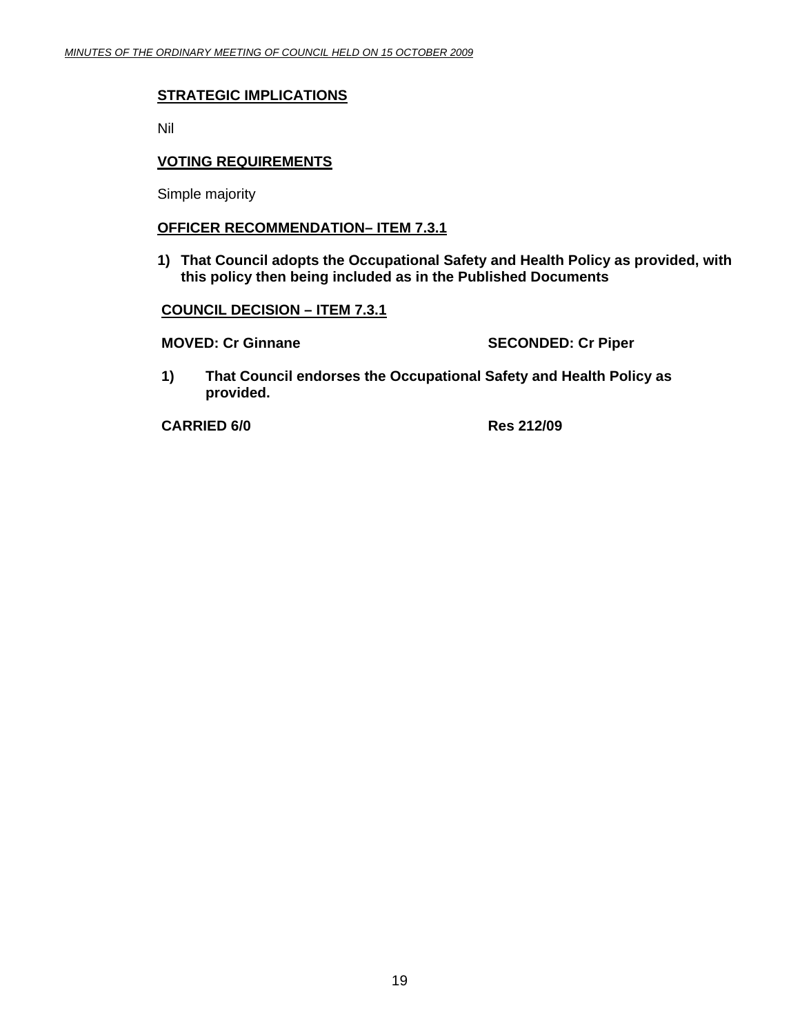**STRATEGIC IMPLICATIONS**

Nil

**VOTING REQUIREMENTS**

Simple majority

**OFFICER RECOMMENDATION– ITEM 7.3.1**

**1) That Council adopts the Occupational Safety and Health Policy as provided, with this policy then being included as in the Published Documents**

**COUNCIL DECISION – ITEM 7.3.1**

**MOVED: Cr Ginnane SECONDED: Cr Piper**

**1) That Council endorses the Occupational Safety and Health Policy as provided.**

**CARRIED 6/0 Res 212/09**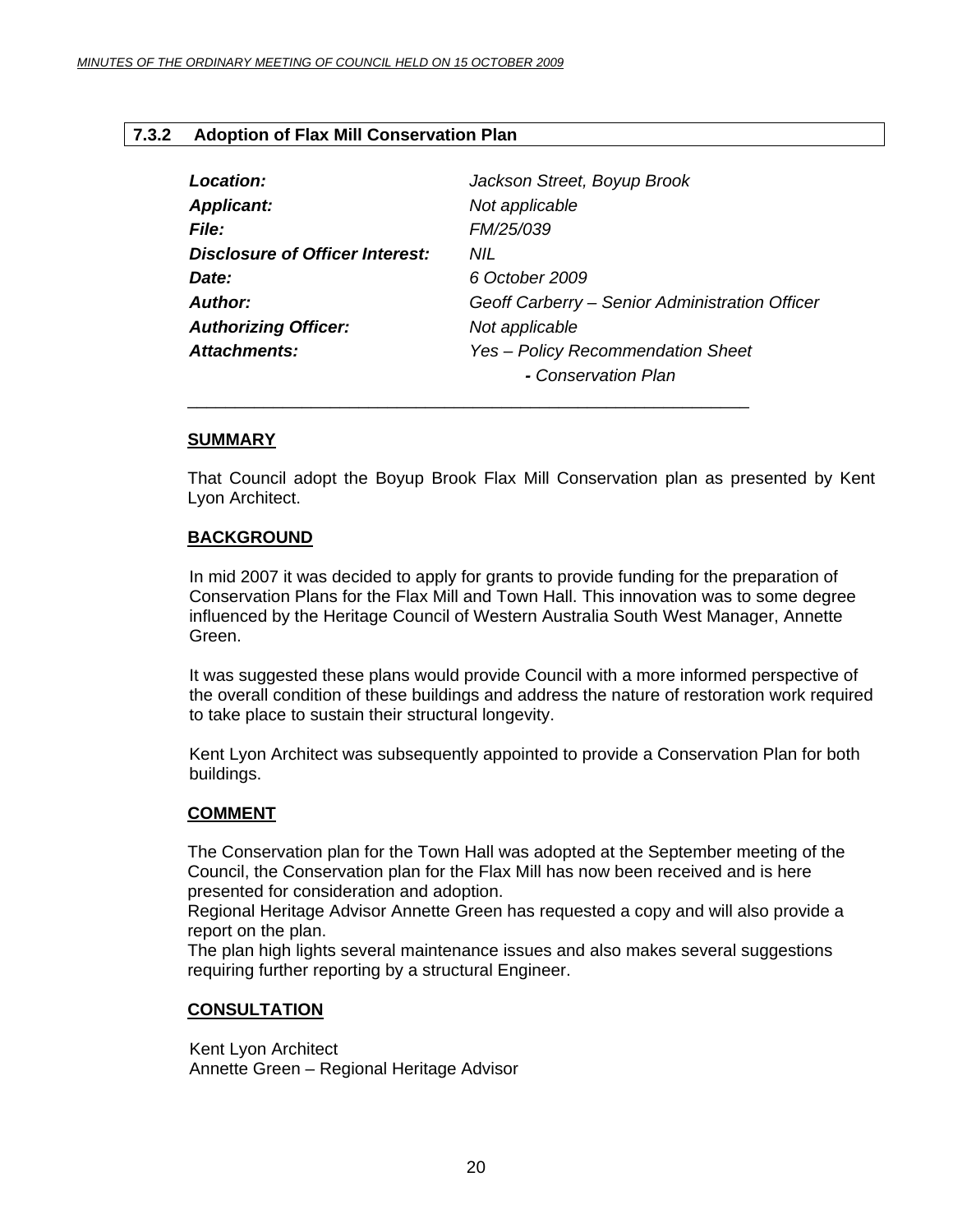### 7.3.2 Adoption of Flax Mill Conservation Plan

| | |
|---|---|
| ***Location:*** | *Jackson Street, Boyup Brook* |
| ***Applicant:*** | *Not applicable* |
| ***File:*** | *FM/25/039* |
| ***Disclosure of Officer Interest:*** | *NIL* |
| ***Date:*** | *6 October 2009* |
| ***Author:*** | *Geoff Carberry – Senior Administration Officer* |
| ***Authorizing Officer:*** | *Not applicable* |
| ***Attachments:*** | *Yes – Policy Recommendation Sheet* |
| | ***-** Conservation Plan* |

---

**SUMMARY**

That Council adopt the Boyup Brook Flax Mill Conservation plan as presented by Kent Lyon Architect.

**BACKGROUND**

In mid 2007 it was decided to apply for grants to provide funding for the preparation of Conservation Plans for the Flax Mill and Town Hall. This innovation was to some degree influenced by the Heritage Council of Western Australia South West Manager, Annette Green.

It was suggested these plans would provide Council with a more informed perspective of the overall condition of these buildings and address the nature of restoration work required to take place to sustain their structural longevity.

Kent Lyon Architect was subsequently appointed to provide a Conservation Plan for both buildings.

**COMMENT**

The Conservation plan for the Town Hall was adopted at the September meeting of the Council, the Conservation plan for the Flax Mill has now been received and is here presented for consideration and adoption.
Regional Heritage Advisor Annette Green has requested a copy and will also provide a report on the plan.
The plan high lights several maintenance issues and also makes several suggestions requiring further reporting by a structural Engineer.

**CONSULTATION**

Kent Lyon Architect
Annette Green – Regional Heritage Advisor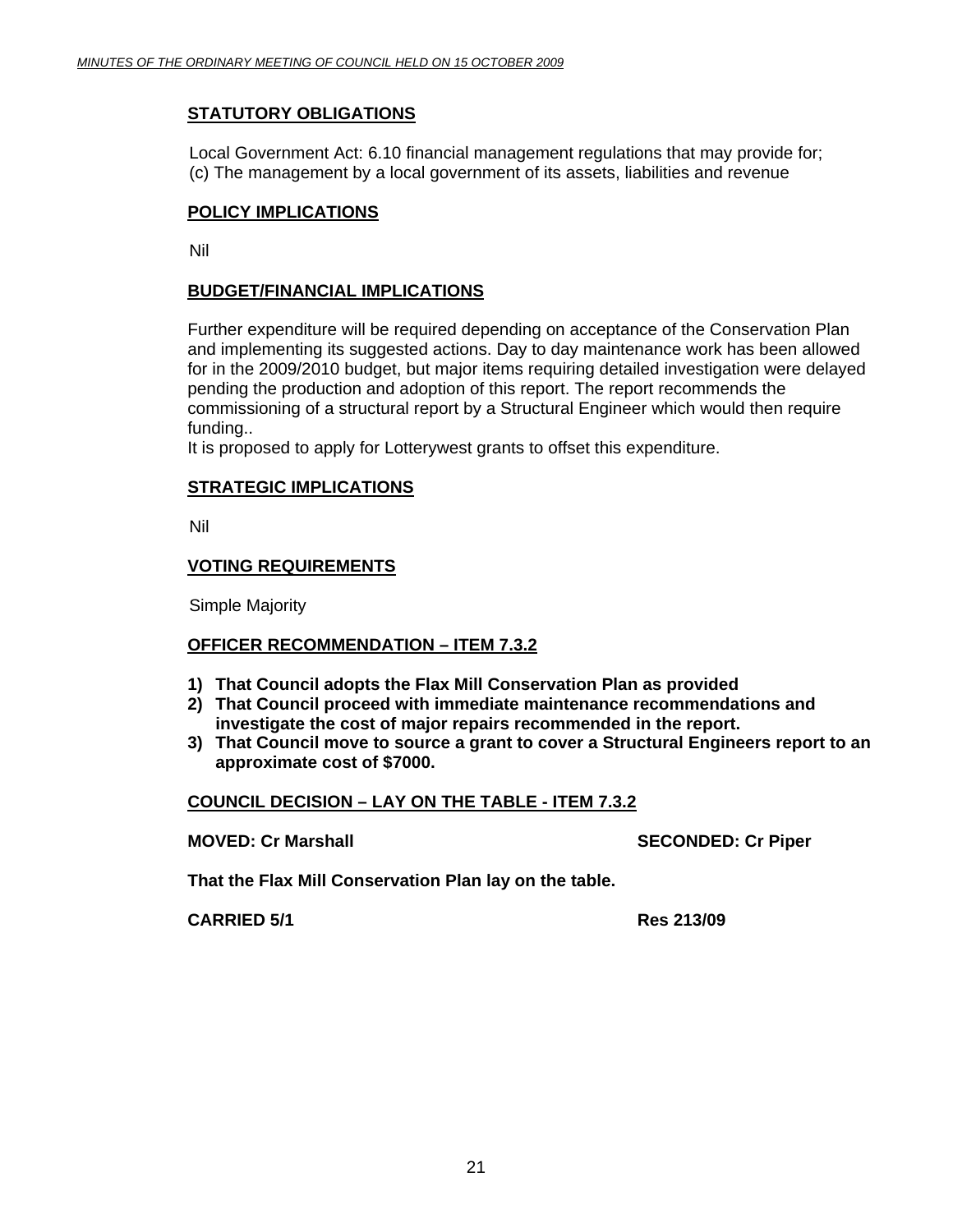## STATUTORY OBLIGATIONS

Local Government Act: 6.10 financial management regulations that may provide for;
(c) The management by a local government of its assets, liabilities and revenue

## POLICY IMPLICATIONS

Nil

## BUDGET/FINANCIAL IMPLICATIONS

Further expenditure will be required depending on acceptance of the Conservation Plan and implementing its suggested actions. Day to day maintenance work has been allowed for in the 2009/2010 budget, but major items requiring detailed investigation were delayed pending the production and adoption of this report. The report recommends the commissioning of a structural report by a Structural Engineer which would then require funding..

It is proposed to apply for Lotterywest grants to offset this expenditure.

## STRATEGIC IMPLICATIONS

Nil

## VOTING REQUIREMENTS

Simple Majority

## OFFICER RECOMMENDATION – ITEM 7.3.2

1) **That Council adopts the Flax Mill Conservation Plan as provided**
2) **That Council proceed with immediate maintenance recommendations and investigate the cost of major repairs recommended in the report.**
3) **That Council move to source a grant to cover a Structural Engineers report to an approximate cost of $7000.**

## COUNCIL DECISION – LAY ON THE TABLE - ITEM 7.3.2

**MOVED: Cr Marshall** **SECONDED: Cr Piper**

**That the Flax Mill Conservation Plan lay on the table.**

**CARRIED 5/1** **Res 213/09**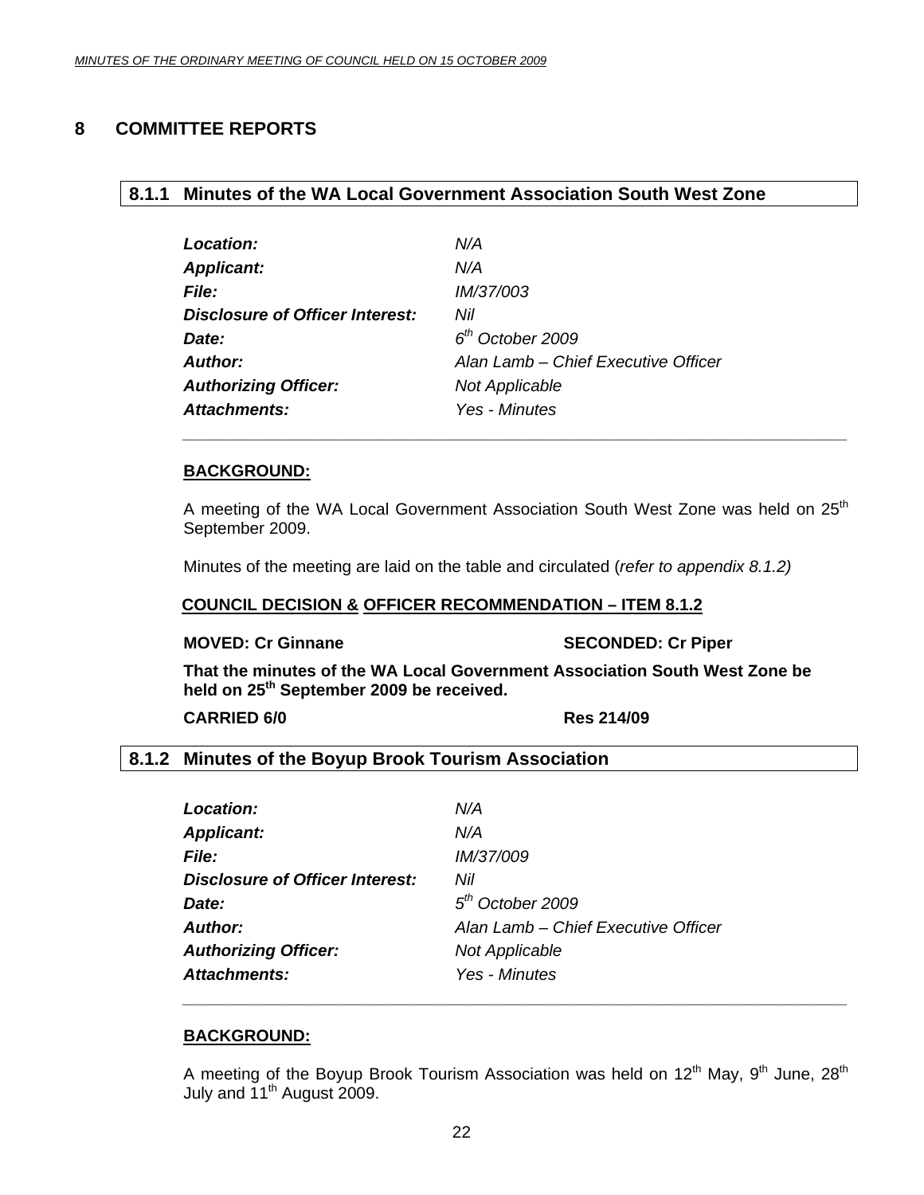## 8 COMMITTEE REPORTS

### 8.1.1 Minutes of the WA Local Government Association South West Zone

| | |
|---|---|
| ***Location:*** | *N/A* |
| ***Applicant:*** | *N/A* |
| ***File:*** | *IM/37/003* |
| ***Disclosure of Officer Interest:*** | *Nil* |
| ***Date:*** | *6th October 2009* |
| ***Author:*** | *Alan Lamb – Chief Executive Officer* |
| ***Authorizing Officer:*** | *Not Applicable* |
| ***Attachments:*** | *Yes - Minutes* |

**BACKGROUND:**

A meeting of the WA Local Government Association South West Zone was held on 25th September 2009.

Minutes of the meeting are laid on the table and circulated (*refer to appendix 8.1.2)*

**COUNCIL DECISION & OFFICER RECOMMENDATION – ITEM 8.1.2**

**MOVED: Cr Ginnane SECONDED: Cr Piper**

**That the minutes of the WA Local Government Association South West Zone be held on 25th September 2009 be received.**

**CARRIED 6/0 Res 214/09**

### 8.1.2 Minutes of the Boyup Brook Tourism Association

| | |
|---|---|
| ***Location:*** | *N/A* |
| ***Applicant:*** | *N/A* |
| ***File:*** | *IM/37/009* |
| ***Disclosure of Officer Interest:*** | *Nil* |
| ***Date:*** | *5th October 2009* |
| ***Author:*** | *Alan Lamb – Chief Executive Officer* |
| ***Authorizing Officer:*** | *Not Applicable* |
| ***Attachments:*** | *Yes - Minutes* |

**BACKGROUND:**

A meeting of the Boyup Brook Tourism Association was held on 12th May, 9th June, 28th July and 11th August 2009.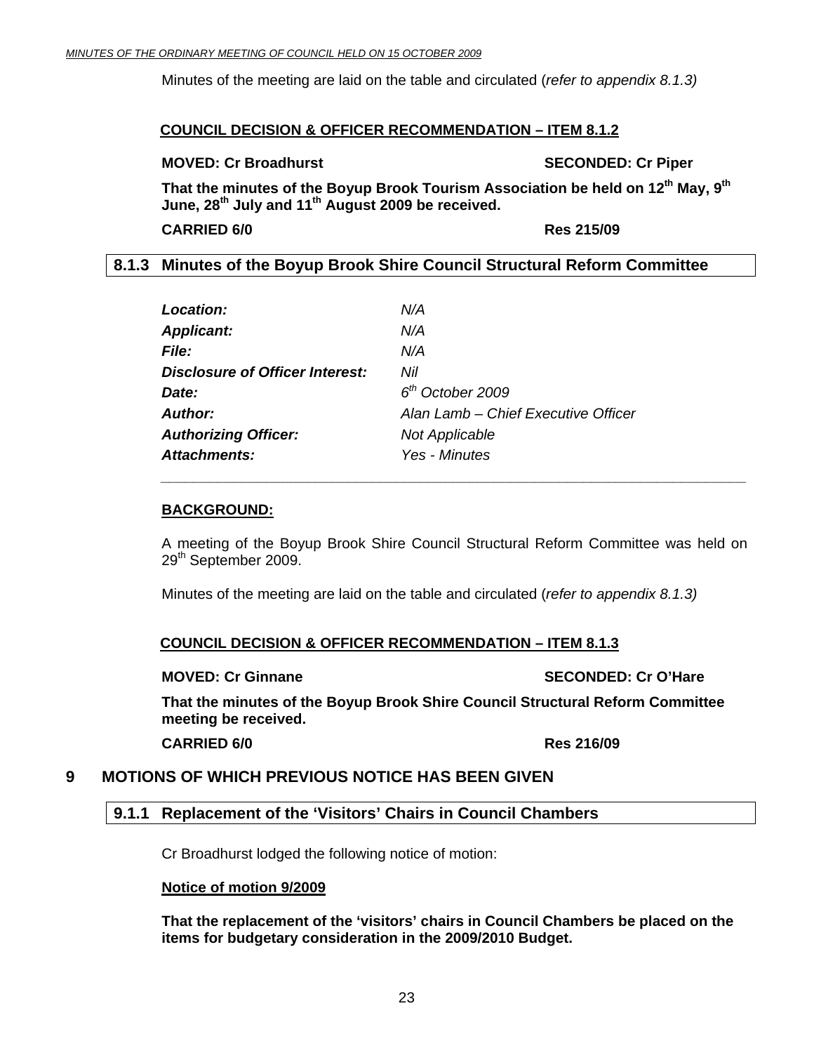Minutes of the meeting are laid on the table and circulated (*refer to appendix 8.1.3)*

**COUNCIL DECISION & OFFICER RECOMMENDATION – ITEM 8.1.2**

**MOVED: Cr Broadhurst SECONDED: Cr Piper**

**That the minutes of the Boyup Brook Tourism Association be held on 12th May, 9th June, 28th July and 11th August 2009 be received.**

**CARRIED 6/0 Res 215/09**

### 8.1.3 Minutes of the Boyup Brook Shire Council Structural Reform Committee

| | |
|---|---|
| ***Location:*** | *N/A* |
| ***Applicant:*** | *N/A* |
| ***File:*** | *N/A* |
| ***Disclosure of Officer Interest:*** | *Nil* |
| ***Date:*** | *6th October 2009* |
| ***Author:*** | *Alan Lamb – Chief Executive Officer* |
| ***Authorizing Officer:*** | *Not Applicable* |
| ***Attachments:*** | *Yes - Minutes* |

**BACKGROUND:**

A meeting of the Boyup Brook Shire Council Structural Reform Committee was held on 29th September 2009.

Minutes of the meeting are laid on the table and circulated (*refer to appendix 8.1.3)*

**COUNCIL DECISION & OFFICER RECOMMENDATION – ITEM 8.1.3**

**MOVED: Cr Ginnane SECONDED: Cr O'Hare**

**That the minutes of the Boyup Brook Shire Council Structural Reform Committee meeting be received.**

**CARRIED 6/0 Res 216/09**

## 9 MOTIONS OF WHICH PREVIOUS NOTICE HAS BEEN GIVEN

### 9.1.1 Replacement of the 'Visitors' Chairs in Council Chambers

Cr Broadhurst lodged the following notice of motion:

**Notice of motion 9/2009**

**That the replacement of the 'visitors' chairs in Council Chambers be placed on the items for budgetary consideration in the 2009/2010 Budget.**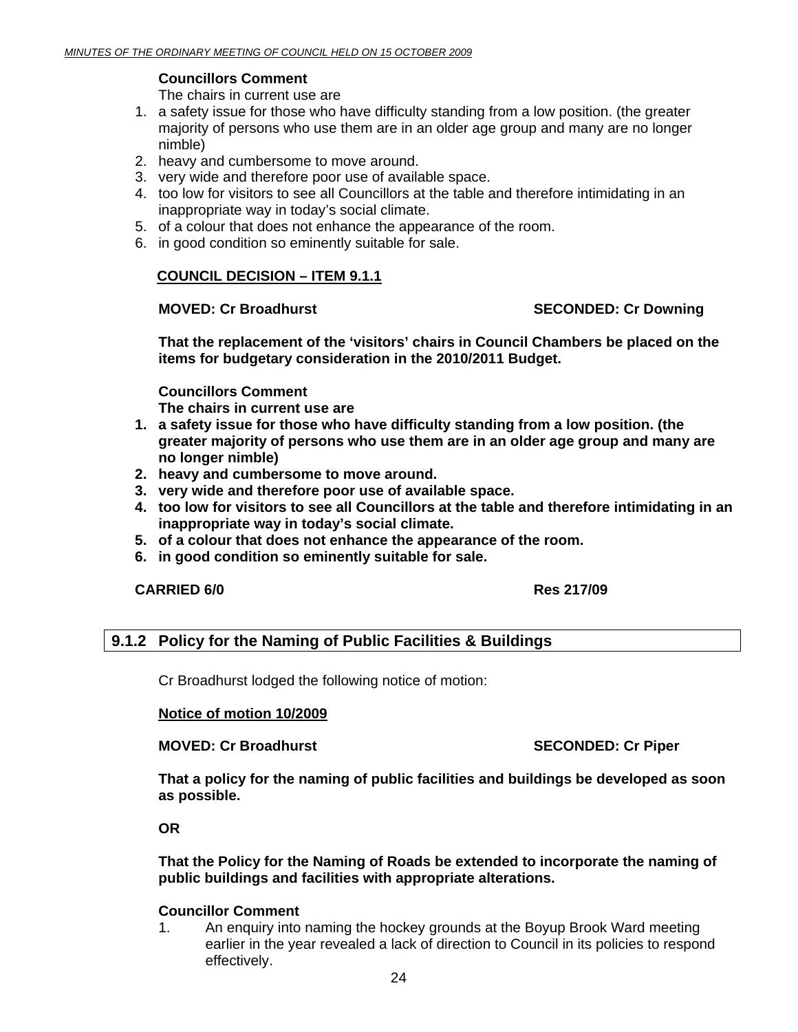**Councillors Comment**

The chairs in current use are

1. a safety issue for those who have difficulty standing from a low position. (the greater majority of persons who use them are in an older age group and many are no longer nimble)
2. heavy and cumbersome to move around.
3. very wide and therefore poor use of available space.
4. too low for visitors to see all Councillors at the table and therefore intimidating in an inappropriate way in today's social climate.
5. of a colour that does not enhance the appearance of the room.
6. in good condition so eminently suitable for sale.

**COUNCIL DECISION – ITEM 9.1.1**

**MOVED: Cr Broadhurst SECONDED: Cr Downing**

**That the replacement of the 'visitors' chairs in Council Chambers be placed on the items for budgetary consideration in the 2010/2011 Budget.**

**Councillors Comment**

**The chairs in current use are**

1. **a safety issue for those who have difficulty standing from a low position. (the greater majority of persons who use them are in an older age group and many are no longer nimble)**
2. **heavy and cumbersome to move around.**
3. **very wide and therefore poor use of available space.**
4. **too low for visitors to see all Councillors at the table and therefore intimidating in an inappropriate way in today's social climate.**
5. **of a colour that does not enhance the appearance of the room.**
6. **in good condition so eminently suitable for sale.**

**CARRIED 6/0 Res 217/09**

## 9.1.2 Policy for the Naming of Public Facilities & Buildings

Cr Broadhurst lodged the following notice of motion:

**Notice of motion 10/2009**

**MOVED: Cr Broadhurst SECONDED: Cr Piper**

**That a policy for the naming of public facilities and buildings be developed as soon as possible.**

**OR**

**That the Policy for the Naming of Roads be extended to incorporate the naming of public buildings and facilities with appropriate alterations.**

**Councillor Comment**

1. An enquiry into naming the hockey grounds at the Boyup Brook Ward meeting earlier in the year revealed a lack of direction to Council in its policies to respond effectively.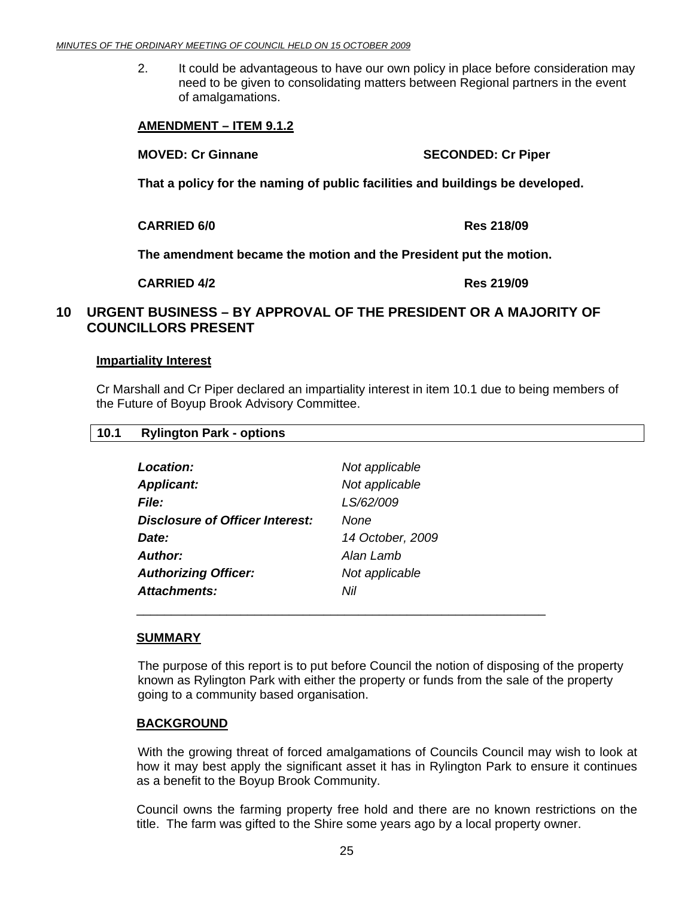2. It could be advantageous to have our own policy in place before consideration may need to be given to consolidating matters between Regional partners in the event of amalgamations.

**AMENDMENT – ITEM 9.1.2**

**MOVED: Cr Ginnane SECONDED: Cr Piper**

**That a policy for the naming of public facilities and buildings be developed.**

**CARRIED 6/0 Res 218/09**

**The amendment became the motion and the President put the motion.**

**CARRIED 4/2 Res 219/09**

## 10 URGENT BUSINESS – BY APPROVAL OF THE PRESIDENT OR A MAJORITY OF COUNCILLORS PRESENT

**Impartiality Interest**

Cr Marshall and Cr Piper declared an impartiality interest in item 10.1 due to being members of the Future of Boyup Brook Advisory Committee.

### 10.1 Rylington Park - options

| | |
|---|---|
| ***Location:*** | *Not applicable* |
| ***Applicant:*** | *Not applicable* |
| ***File:*** | *LS/62/009* |
| ***Disclosure of Officer Interest:*** | *None* |
| ***Date:*** | *14 October, 2009* |
| ***Author:*** | *Alan Lamb* |
| ***Authorizing Officer:*** | *Not applicable* |
| ***Attachments:*** | *Nil* |

**SUMMARY**

The purpose of this report is to put before Council the notion of disposing of the property known as Rylington Park with either the property or funds from the sale of the property going to a community based organisation.

**BACKGROUND**

With the growing threat of forced amalgamations of Councils Council may wish to look at how it may best apply the significant asset it has in Rylington Park to ensure it continues as a benefit to the Boyup Brook Community.

Council owns the farming property free hold and there are no known restrictions on the title. The farm was gifted to the Shire some years ago by a local property owner.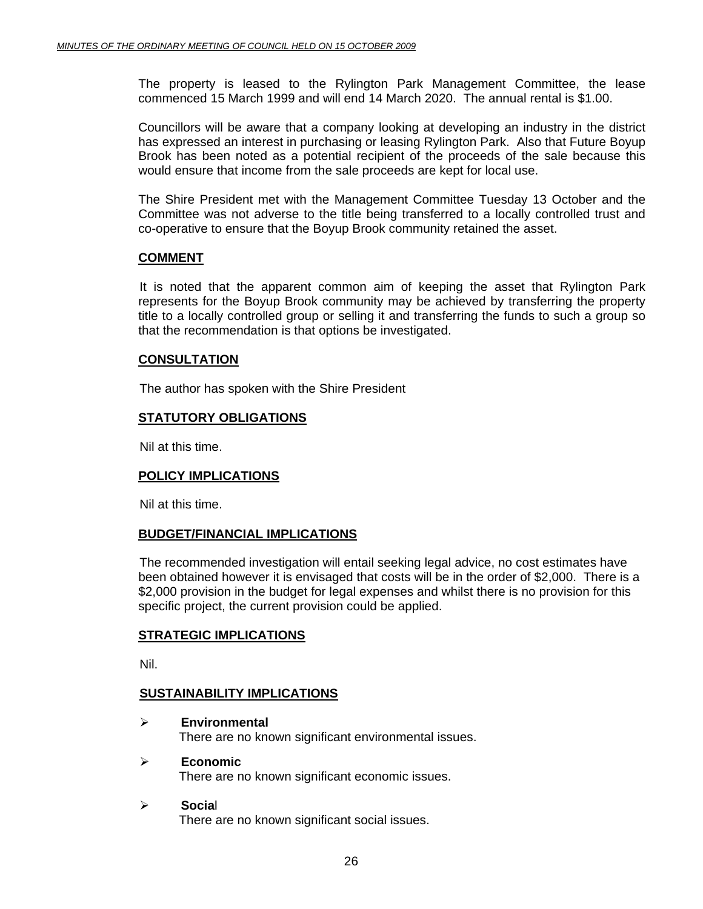The property is leased to the Rylington Park Management Committee, the lease commenced 15 March 1999 and will end 14 March 2020. The annual rental is $1.00.

Councillors will be aware that a company looking at developing an industry in the district has expressed an interest in purchasing or leasing Rylington Park. Also that Future Boyup Brook has been noted as a potential recipient of the proceeds of the sale because this would ensure that income from the sale proceeds are kept for local use.

The Shire President met with the Management Committee Tuesday 13 October and the Committee was not adverse to the title being transferred to a locally controlled trust and co-operative to ensure that the Boyup Brook community retained the asset.

**COMMENT**

It is noted that the apparent common aim of keeping the asset that Rylington Park represents for the Boyup Brook community may be achieved by transferring the property title to a locally controlled group or selling it and transferring the funds to such a group so that the recommendation is that options be investigated.

**CONSULTATION**

The author has spoken with the Shire President

**STATUTORY OBLIGATIONS**

Nil at this time.

**POLICY IMPLICATIONS**

Nil at this time.

**BUDGET/FINANCIAL IMPLICATIONS**

The recommended investigation will entail seeking legal advice, no cost estimates have been obtained however it is envisaged that costs will be in the order of $2,000. There is a $2,000 provision in the budget for legal expenses and whilst there is no provision for this specific project, the current provision could be applied.

**STRATEGIC IMPLICATIONS**

Nil.

**SUSTAINABILITY IMPLICATIONS**

- **Environmental**
  There are no known significant environmental issues.
- **Economic**
  There are no known significant economic issues.
- **Social**
  There are no known significant social issues.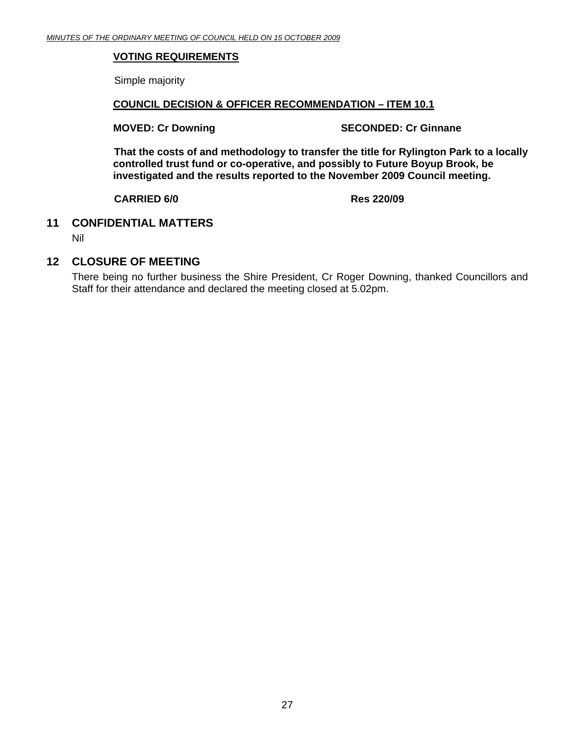**VOTING REQUIREMENTS**

Simple majority

**COUNCIL DECISION & OFFICER RECOMMENDATION – ITEM 10.1**

**MOVED: Cr Downing** **SECONDED: Cr Ginnane**

**That the costs of and methodology to transfer the title for Rylington Park to a locally controlled trust fund or co-operative, and possibly to Future Boyup Brook, be investigated and the results reported to the November 2009 Council meeting.**

**CARRIED 6/0** **Res 220/09**

## 11 CONFIDENTIAL MATTERS

Nil

## 12 CLOSURE OF MEETING

There being no further business the Shire President, Cr Roger Downing, thanked Councillors and Staff for their attendance and declared the meeting closed at 5.02pm.